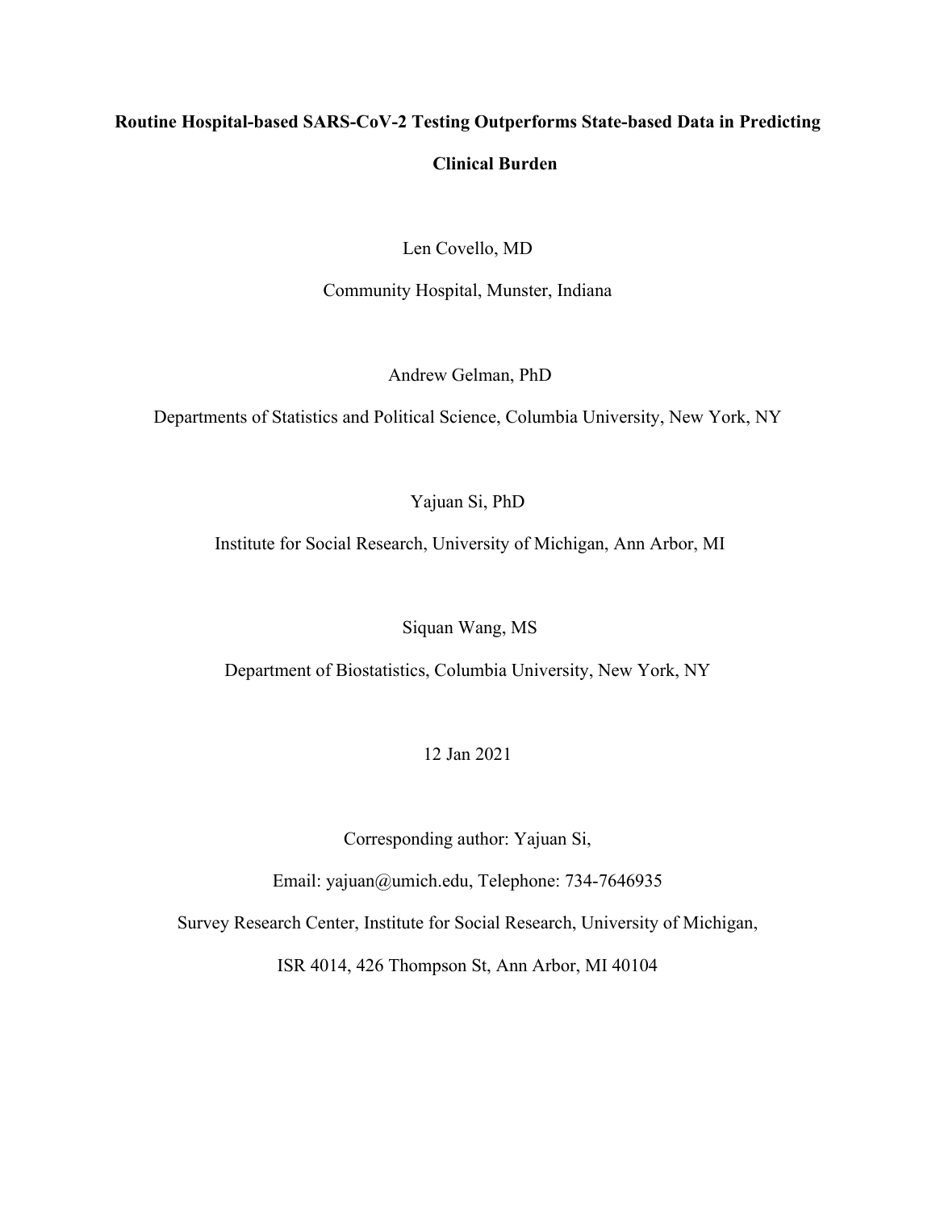# Routine Hospital-based SARS-CoV-2 Testing Outperforms State-based Data in Predicting Clinical Burden

Len Covello, MD

Community Hospital, Munster, Indiana

Andrew Gelman, PhD

Departments of Statistics and Political Science, Columbia University, New York, NY

Yajuan Si, PhD

Institute for Social Research, University of Michigan, Ann Arbor, MI

Siquan Wang, MS

Department of Biostatistics, Columbia University, New York, NY

12 Jan 2021

Corresponding author: Yajuan Si,

Email: yajuan@umich.edu, Telephone: 734-7646935

Survey Research Center, Institute for Social Research, University of Michigan,

ISR 4014, 426 Thompson St, Ann Arbor, MI 40104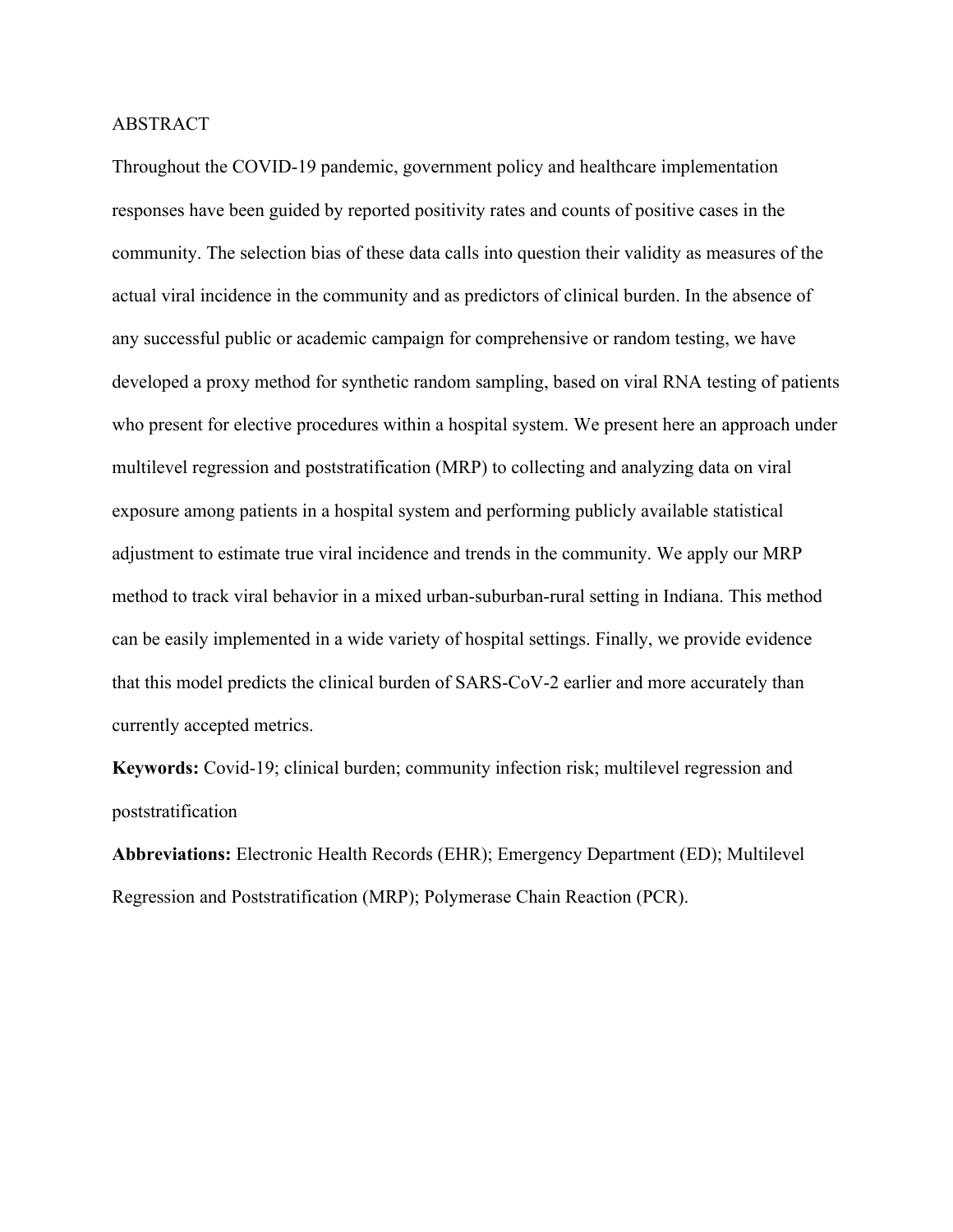# ABSTRACT

Throughout the COVID-19 pandemic, government policy and healthcare implementation responses have been guided by reported positivity rates and counts of positive cases in the community. The selection bias of these data calls into question their validity as measures of the actual viral incidence in the community and as predictors of clinical burden. In the absence of any successful public or academic campaign for comprehensive or random testing, we have developed a proxy method for synthetic random sampling, based on viral RNA testing of patients who present for elective procedures within a hospital system. We present here an approach under multilevel regression and poststratification (MRP) to collecting and analyzing data on viral exposure among patients in a hospital system and performing publicly available statistical adjustment to estimate true viral incidence and trends in the community. We apply our MRP method to track viral behavior in a mixed urban-suburban-rural setting in Indiana. This method can be easily implemented in a wide variety of hospital settings. Finally, we provide evidence that this model predicts the clinical burden of SARS-CoV-2 earlier and more accurately than currently accepted metrics.

**Keywords:** Covid-19; clinical burden; community infection risk; multilevel regression and poststratification

**Abbreviations:** Electronic Health Records (EHR); Emergency Department (ED); Multilevel Regression and Poststratification (MRP); Polymerase Chain Reaction (PCR).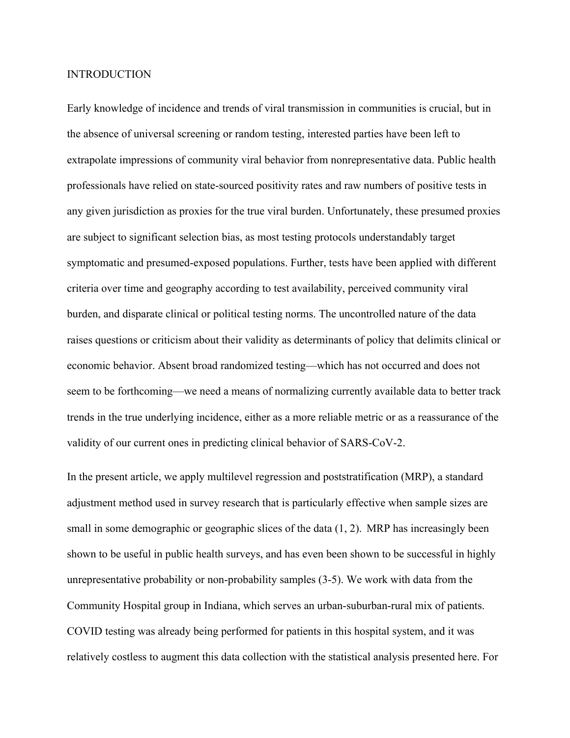## INTRODUCTION

Early knowledge of incidence and trends of viral transmission in communities is crucial, but in the absence of universal screening or random testing, interested parties have been left to extrapolate impressions of community viral behavior from nonrepresentative data. Public health professionals have relied on state-sourced positivity rates and raw numbers of positive tests in any given jurisdiction as proxies for the true viral burden. Unfortunately, these presumed proxies are subject to significant selection bias, as most testing protocols understandably target symptomatic and presumed-exposed populations. Further, tests have been applied with different criteria over time and geography according to test availability, perceived community viral burden, and disparate clinical or political testing norms. The uncontrolled nature of the data raises questions or criticism about their validity as determinants of policy that delimits clinical or economic behavior. Absent broad randomized testing—which has not occurred and does not seem to be forthcoming—we need a means of normalizing currently available data to better track trends in the true underlying incidence, either as a more reliable metric or as a reassurance of the validity of our current ones in predicting clinical behavior of SARS-CoV-2.

In the present article, we apply multilevel regression and poststratification (MRP), a standard adjustment method used in survey research that is particularly effective when sample sizes are small in some demographic or geographic slices of the data (1, 2). MRP has increasingly been shown to be useful in public health surveys, and has even been shown to be successful in highly unrepresentative probability or non-probability samples (3-5). We work with data from the Community Hospital group in Indiana, which serves an urban-suburban-rural mix of patients. COVID testing was already being performed for patients in this hospital system, and it was relatively costless to augment this data collection with the statistical analysis presented here. For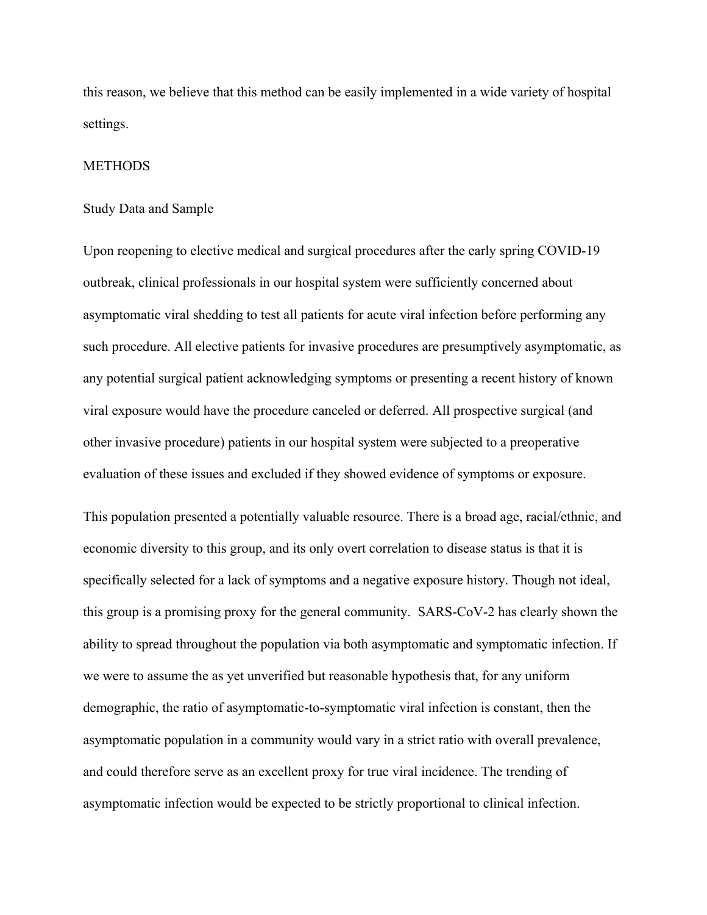this reason, we believe that this method can be easily implemented in a wide variety of hospital settings.

## METHODS

### Study Data and Sample

Upon reopening to elective medical and surgical procedures after the early spring COVID-19 outbreak, clinical professionals in our hospital system were sufficiently concerned about asymptomatic viral shedding to test all patients for acute viral infection before performing any such procedure. All elective patients for invasive procedures are presumptively asymptomatic, as any potential surgical patient acknowledging symptoms or presenting a recent history of known viral exposure would have the procedure canceled or deferred. All prospective surgical (and other invasive procedure) patients in our hospital system were subjected to a preoperative evaluation of these issues and excluded if they showed evidence of symptoms or exposure.

This population presented a potentially valuable resource. There is a broad age, racial/ethnic, and economic diversity to this group, and its only overt correlation to disease status is that it is specifically selected for a lack of symptoms and a negative exposure history. Though not ideal, this group is a promising proxy for the general community. SARS-CoV-2 has clearly shown the ability to spread throughout the population via both asymptomatic and symptomatic infection. If we were to assume the as yet unverified but reasonable hypothesis that, for any uniform demographic, the ratio of asymptomatic-to-symptomatic viral infection is constant, then the asymptomatic population in a community would vary in a strict ratio with overall prevalence, and could therefore serve as an excellent proxy for true viral incidence. The trending of asymptomatic infection would be expected to be strictly proportional to clinical infection.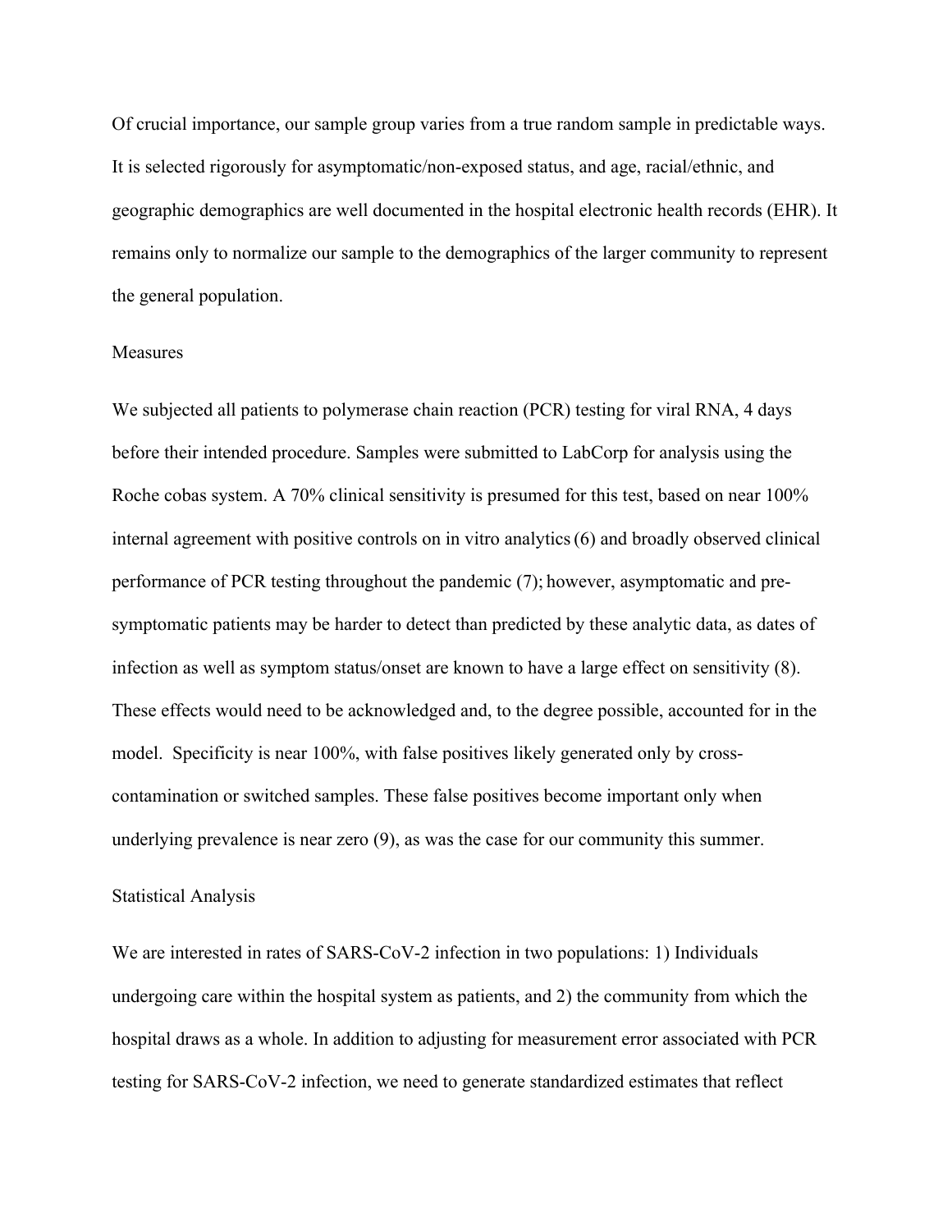Of crucial importance, our sample group varies from a true random sample in predictable ways. It is selected rigorously for asymptomatic/non-exposed status, and age, racial/ethnic, and geographic demographics are well documented in the hospital electronic health records (EHR). It remains only to normalize our sample to the demographics of the larger community to represent the general population.

## Measures

We subjected all patients to polymerase chain reaction (PCR) testing for viral RNA, 4 days before their intended procedure. Samples were submitted to LabCorp for analysis using the Roche cobas system. A 70% clinical sensitivity is presumed for this test, based on near 100% internal agreement with positive controls on in vitro analytics (6) and broadly observed clinical performance of PCR testing throughout the pandemic (7); however, asymptomatic and pre-symptomatic patients may be harder to detect than predicted by these analytic data, as dates of infection as well as symptom status/onset are known to have a large effect on sensitivity (8). These effects would need to be acknowledged and, to the degree possible, accounted for in the model. Specificity is near 100%, with false positives likely generated only by cross-contamination or switched samples. These false positives become important only when underlying prevalence is near zero (9), as was the case for our community this summer.

## Statistical Analysis

We are interested in rates of SARS-CoV-2 infection in two populations: 1) Individuals undergoing care within the hospital system as patients, and 2) the community from which the hospital draws as a whole. In addition to adjusting for measurement error associated with PCR testing for SARS-CoV-2 infection, we need to generate standardized estimates that reflect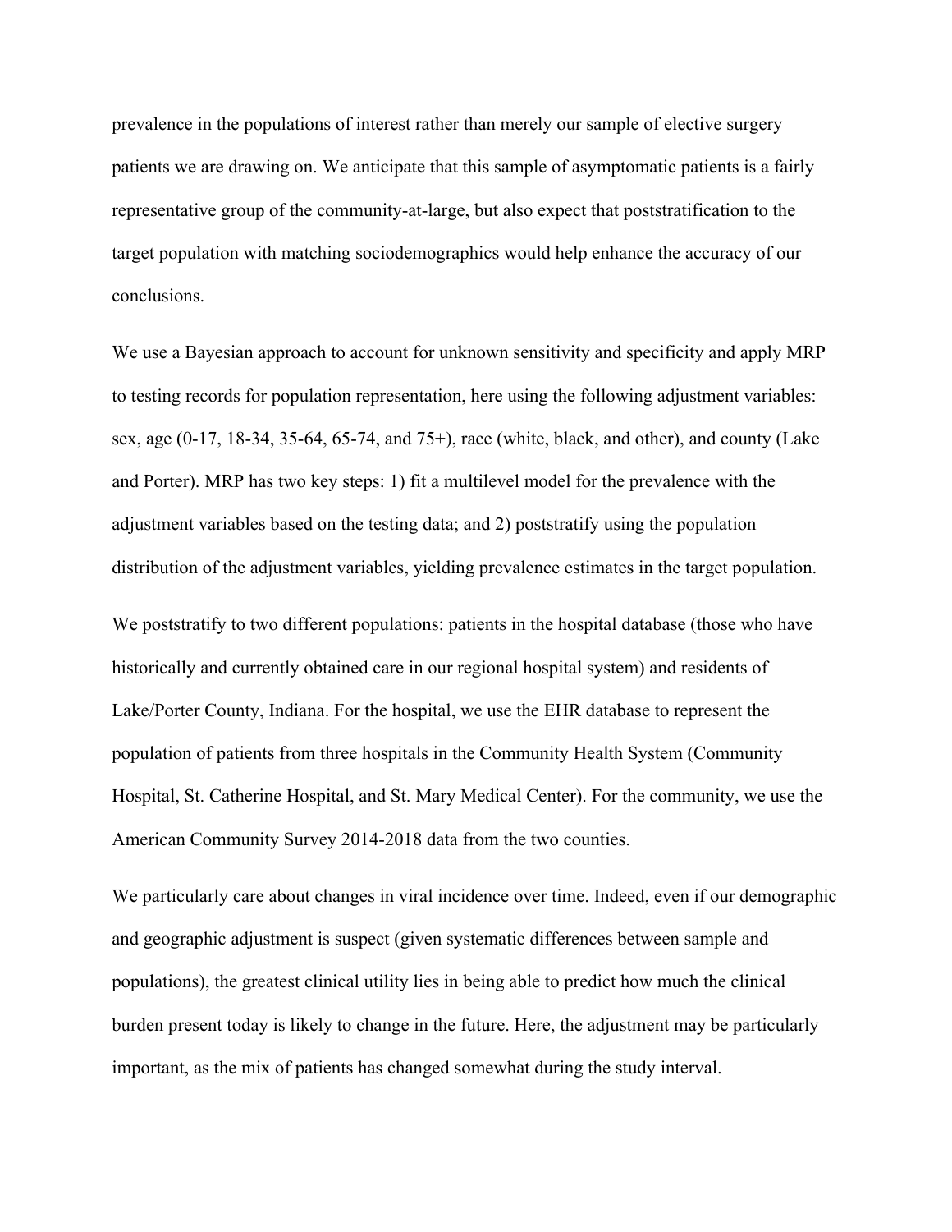prevalence in the populations of interest rather than merely our sample of elective surgery patients we are drawing on. We anticipate that this sample of asymptomatic patients is a fairly representative group of the community-at-large, but also expect that poststratification to the target population with matching sociodemographics would help enhance the accuracy of our conclusions.

We use a Bayesian approach to account for unknown sensitivity and specificity and apply MRP to testing records for population representation, here using the following adjustment variables: sex, age (0-17, 18-34, 35-64, 65-74, and 75+), race (white, black, and other), and county (Lake and Porter). MRP has two key steps: 1) fit a multilevel model for the prevalence with the adjustment variables based on the testing data; and 2) poststratify using the population distribution of the adjustment variables, yielding prevalence estimates in the target population.

We poststratify to two different populations: patients in the hospital database (those who have historically and currently obtained care in our regional hospital system) and residents of Lake/Porter County, Indiana. For the hospital, we use the EHR database to represent the population of patients from three hospitals in the Community Health System (Community Hospital, St. Catherine Hospital, and St. Mary Medical Center). For the community, we use the American Community Survey 2014-2018 data from the two counties.

We particularly care about changes in viral incidence over time. Indeed, even if our demographic and geographic adjustment is suspect (given systematic differences between sample and populations), the greatest clinical utility lies in being able to predict how much the clinical burden present today is likely to change in the future. Here, the adjustment may be particularly important, as the mix of patients has changed somewhat during the study interval.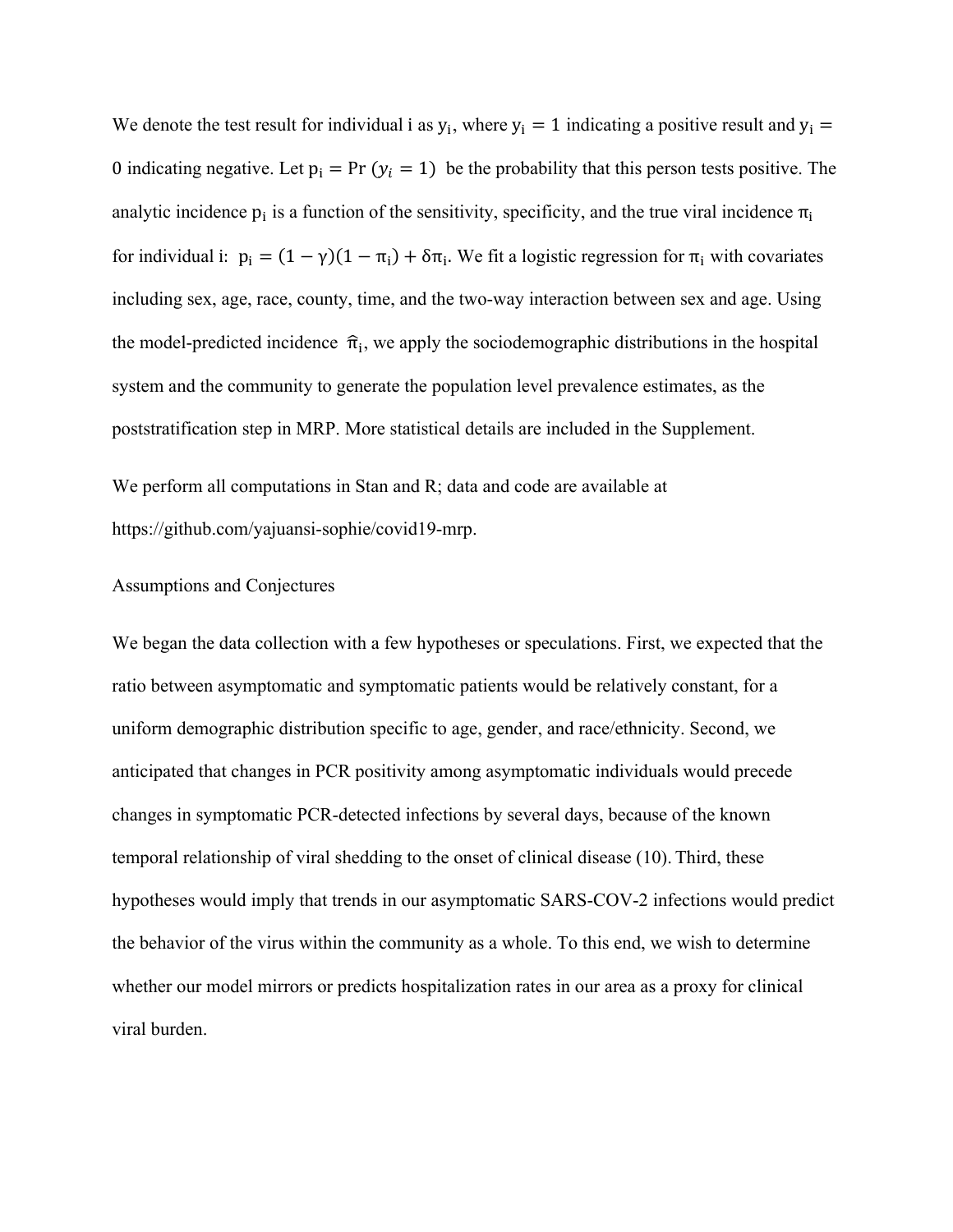We denote the test result for individual i as $y_i$, where $y_i = 1$ indicating a positive result and $y_i = 0$ indicating negative. Let $p_i = \Pr(y_i = 1)$ be the probability that this person tests positive. The analytic incidence $p_i$ is a function of the sensitivity, specificity, and the true viral incidence $\pi_i$ for individual i: $p_i = (1 - \gamma)(1 - \pi_i) + \delta\pi_i$. We fit a logistic regression for $\pi_i$ with covariates including sex, age, race, county, time, and the two-way interaction between sex and age. Using the model-predicted incidence $\widehat{\pi}_i$, we apply the sociodemographic distributions in the hospital system and the community to generate the population level prevalence estimates, as the poststratification step in MRP. More statistical details are included in the Supplement.

We perform all computations in Stan and R; data and code are available at https://github.com/yajuansi-sophie/covid19-mrp.

Assumptions and Conjectures

We began the data collection with a few hypotheses or speculations. First, we expected that the ratio between asymptomatic and symptomatic patients would be relatively constant, for a uniform demographic distribution specific to age, gender, and race/ethnicity. Second, we anticipated that changes in PCR positivity among asymptomatic individuals would precede changes in symptomatic PCR-detected infections by several days, because of the known temporal relationship of viral shedding to the onset of clinical disease (10). Third, these hypotheses would imply that trends in our asymptomatic SARS-COV-2 infections would predict the behavior of the virus within the community as a whole. To this end, we wish to determine whether our model mirrors or predicts hospitalization rates in our area as a proxy for clinical viral burden.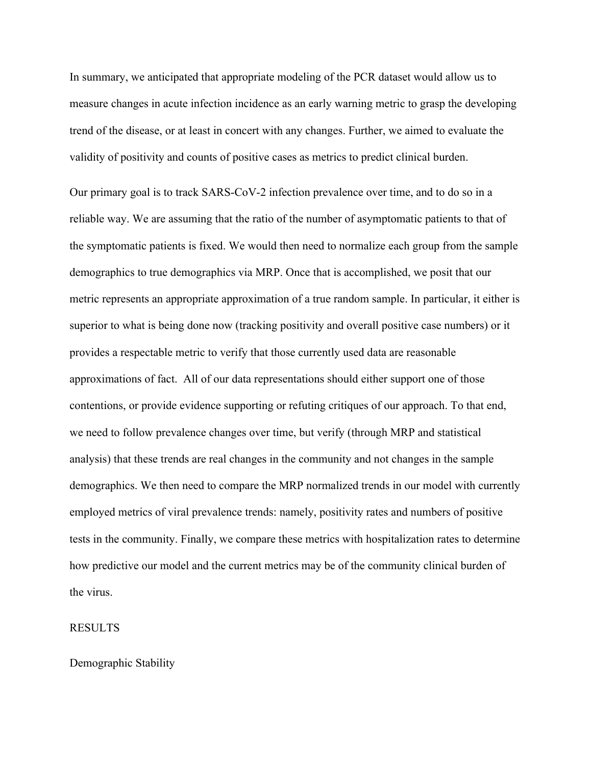In summary, we anticipated that appropriate modeling of the PCR dataset would allow us to measure changes in acute infection incidence as an early warning metric to grasp the developing trend of the disease, or at least in concert with any changes. Further, we aimed to evaluate the validity of positivity and counts of positive cases as metrics to predict clinical burden.

Our primary goal is to track SARS-CoV-2 infection prevalence over time, and to do so in a reliable way. We are assuming that the ratio of the number of asymptomatic patients to that of the symptomatic patients is fixed. We would then need to normalize each group from the sample demographics to true demographics via MRP. Once that is accomplished, we posit that our metric represents an appropriate approximation of a true random sample. In particular, it either is superior to what is being done now (tracking positivity and overall positive case numbers) or it provides a respectable metric to verify that those currently used data are reasonable approximations of fact. All of our data representations should either support one of those contentions, or provide evidence supporting or refuting critiques of our approach. To that end, we need to follow prevalence changes over time, but verify (through MRP and statistical analysis) that these trends are real changes in the community and not changes in the sample demographics. We then need to compare the MRP normalized trends in our model with currently employed metrics of viral prevalence trends: namely, positivity rates and numbers of positive tests in the community. Finally, we compare these metrics with hospitalization rates to determine how predictive our model and the current metrics may be of the community clinical burden of the virus.

# RESULTS

## Demographic Stability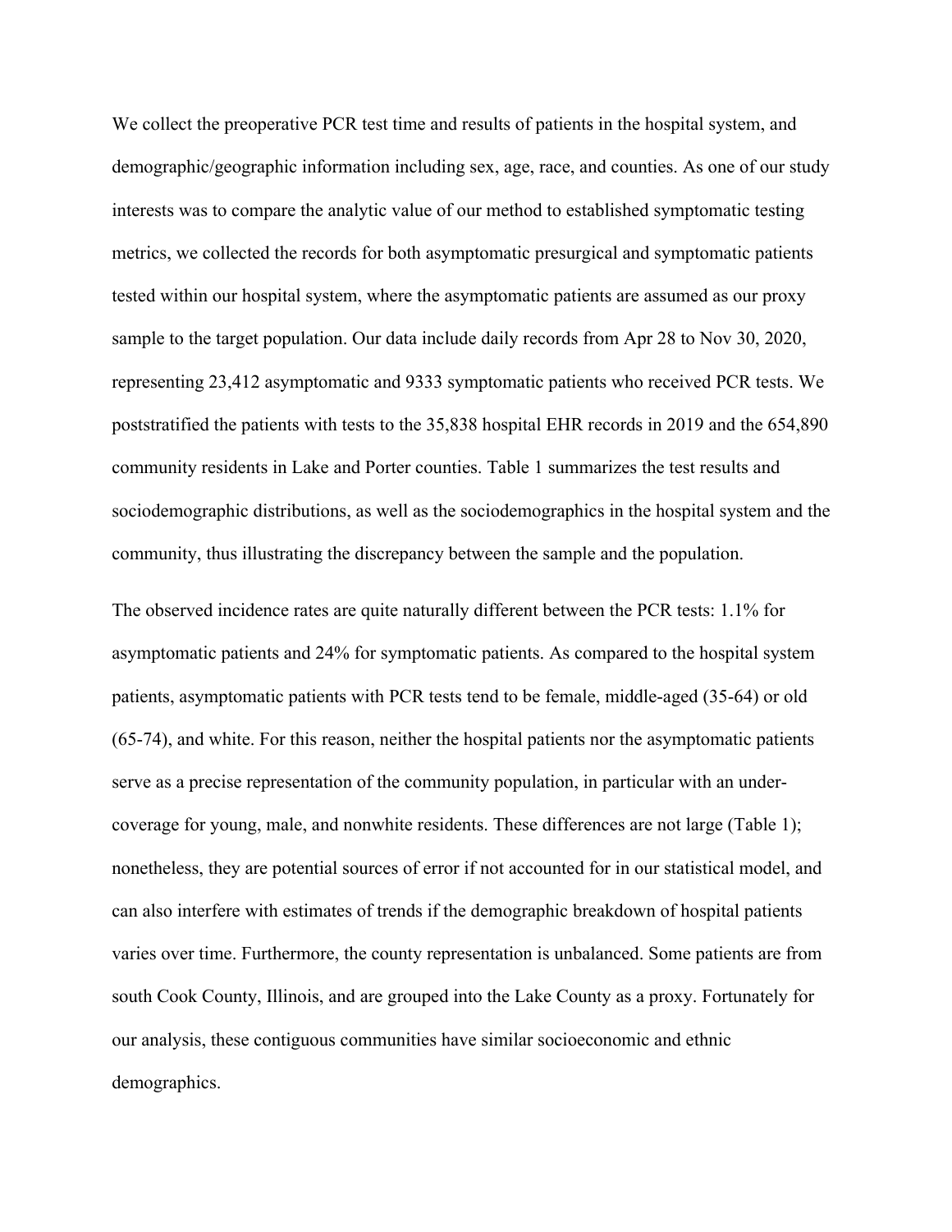We collect the preoperative PCR test time and results of patients in the hospital system, and demographic/geographic information including sex, age, race, and counties. As one of our study interests was to compare the analytic value of our method to established symptomatic testing metrics, we collected the records for both asymptomatic presurgical and symptomatic patients tested within our hospital system, where the asymptomatic patients are assumed as our proxy sample to the target population. Our data include daily records from Apr 28 to Nov 30, 2020, representing 23,412 asymptomatic and 9333 symptomatic patients who received PCR tests. We poststratified the patients with tests to the 35,838 hospital EHR records in 2019 and the 654,890 community residents in Lake and Porter counties. Table 1 summarizes the test results and sociodemographic distributions, as well as the sociodemographics in the hospital system and the community, thus illustrating the discrepancy between the sample and the population.

The observed incidence rates are quite naturally different between the PCR tests: 1.1% for asymptomatic patients and 24% for symptomatic patients. As compared to the hospital system patients, asymptomatic patients with PCR tests tend to be female, middle-aged (35-64) or old (65-74), and white. For this reason, neither the hospital patients nor the asymptomatic patients serve as a precise representation of the community population, in particular with an under-coverage for young, male, and nonwhite residents. These differences are not large (Table 1); nonetheless, they are potential sources of error if not accounted for in our statistical model, and can also interfere with estimates of trends if the demographic breakdown of hospital patients varies over time. Furthermore, the county representation is unbalanced. Some patients are from south Cook County, Illinois, and are grouped into the Lake County as a proxy. Fortunately for our analysis, these contiguous communities have similar socioeconomic and ethnic demographics.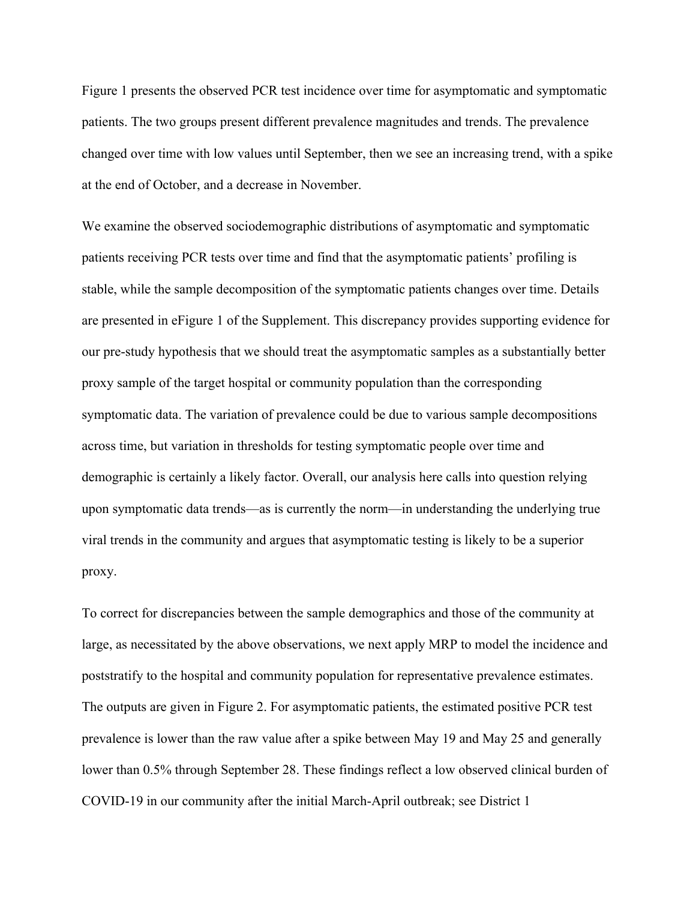Figure 1 presents the observed PCR test incidence over time for asymptomatic and symptomatic patients. The two groups present different prevalence magnitudes and trends. The prevalence changed over time with low values until September, then we see an increasing trend, with a spike at the end of October, and a decrease in November.

We examine the observed sociodemographic distributions of asymptomatic and symptomatic patients receiving PCR tests over time and find that the asymptomatic patients' profiling is stable, while the sample decomposition of the symptomatic patients changes over time. Details are presented in eFigure 1 of the Supplement. This discrepancy provides supporting evidence for our pre-study hypothesis that we should treat the asymptomatic samples as a substantially better proxy sample of the target hospital or community population than the corresponding symptomatic data. The variation of prevalence could be due to various sample decompositions across time, but variation in thresholds for testing symptomatic people over time and demographic is certainly a likely factor. Overall, our analysis here calls into question relying upon symptomatic data trends—as is currently the norm—in understanding the underlying true viral trends in the community and argues that asymptomatic testing is likely to be a superior proxy.

To correct for discrepancies between the sample demographics and those of the community at large, as necessitated by the above observations, we next apply MRP to model the incidence and poststratify to the hospital and community population for representative prevalence estimates. The outputs are given in Figure 2. For asymptomatic patients, the estimated positive PCR test prevalence is lower than the raw value after a spike between May 19 and May 25 and generally lower than 0.5% through September 28. These findings reflect a low observed clinical burden of COVID-19 in our community after the initial March-April outbreak; see District 1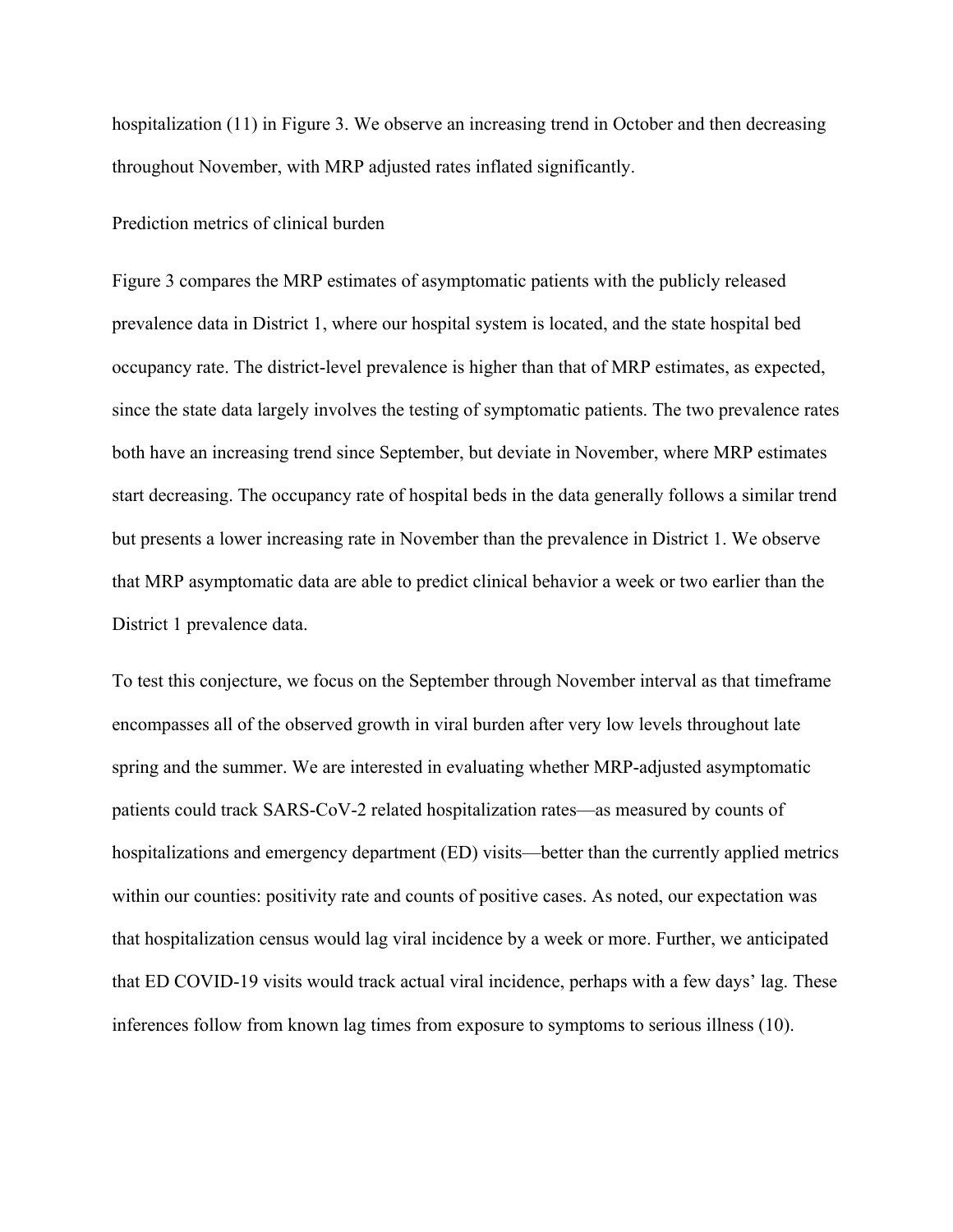hospitalization (11) in Figure 3. We observe an increasing trend in October and then decreasing throughout November, with MRP adjusted rates inflated significantly.

## Prediction metrics of clinical burden

Figure 3 compares the MRP estimates of asymptomatic patients with the publicly released prevalence data in District 1, where our hospital system is located, and the state hospital bed occupancy rate. The district-level prevalence is higher than that of MRP estimates, as expected, since the state data largely involves the testing of symptomatic patients. The two prevalence rates both have an increasing trend since September, but deviate in November, where MRP estimates start decreasing. The occupancy rate of hospital beds in the data generally follows a similar trend but presents a lower increasing rate in November than the prevalence in District 1. We observe that MRP asymptomatic data are able to predict clinical behavior a week or two earlier than the District 1 prevalence data.

To test this conjecture, we focus on the September through November interval as that timeframe encompasses all of the observed growth in viral burden after very low levels throughout late spring and the summer. We are interested in evaluating whether MRP-adjusted asymptomatic patients could track SARS-CoV-2 related hospitalization rates—as measured by counts of hospitalizations and emergency department (ED) visits—better than the currently applied metrics within our counties: positivity rate and counts of positive cases. As noted, our expectation was that hospitalization census would lag viral incidence by a week or more. Further, we anticipated that ED COVID-19 visits would track actual viral incidence, perhaps with a few days' lag. These inferences follow from known lag times from exposure to symptoms to serious illness (10).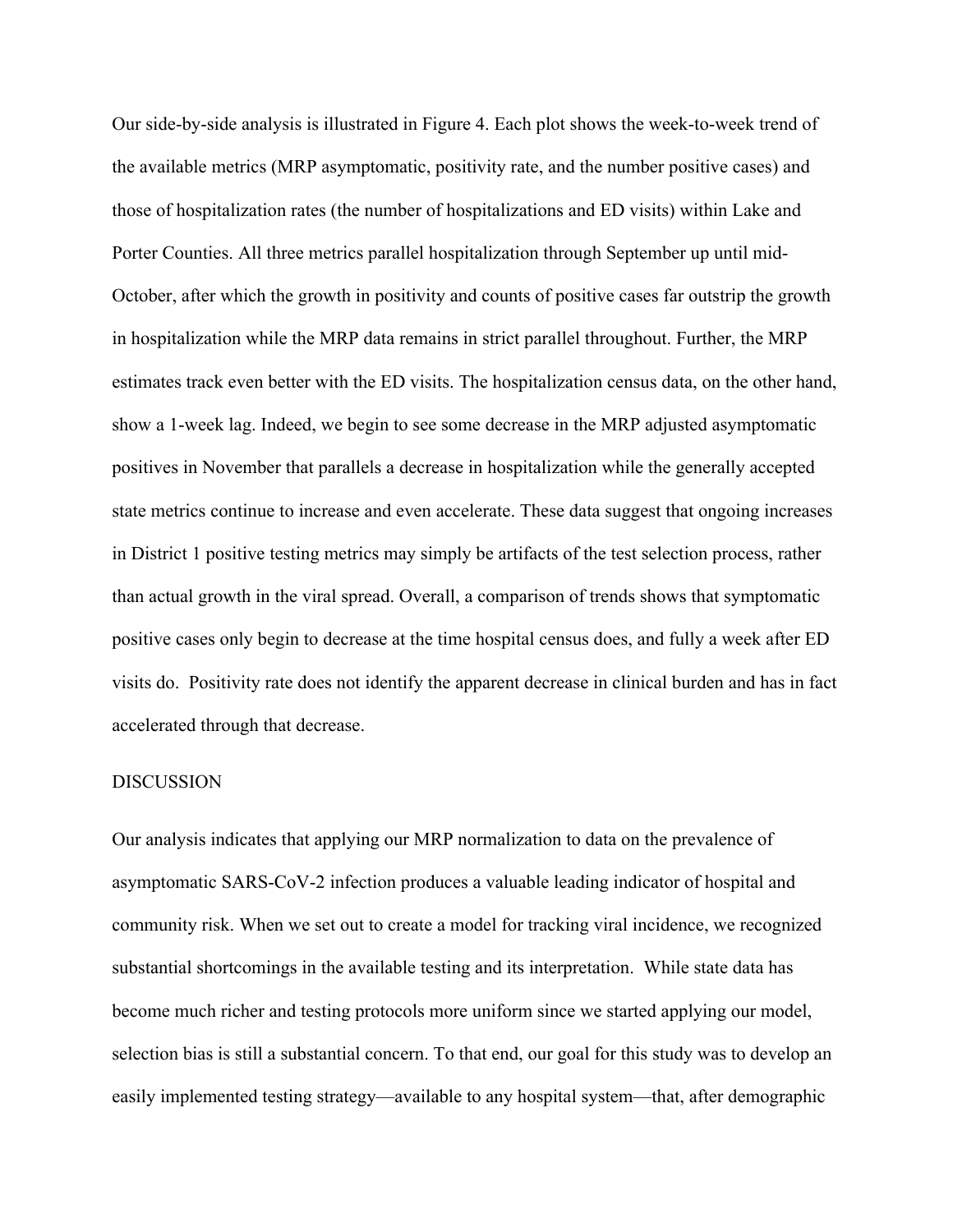Our side-by-side analysis is illustrated in Figure 4. Each plot shows the week-to-week trend of the available metrics (MRP asymptomatic, positivity rate, and the number positive cases) and those of hospitalization rates (the number of hospitalizations and ED visits) within Lake and Porter Counties. All three metrics parallel hospitalization through September up until mid-October, after which the growth in positivity and counts of positive cases far outstrip the growth in hospitalization while the MRP data remains in strict parallel throughout. Further, the MRP estimates track even better with the ED visits. The hospitalization census data, on the other hand, show a 1-week lag. Indeed, we begin to see some decrease in the MRP adjusted asymptomatic positives in November that parallels a decrease in hospitalization while the generally accepted state metrics continue to increase and even accelerate. These data suggest that ongoing increases in District 1 positive testing metrics may simply be artifacts of the test selection process, rather than actual growth in the viral spread. Overall, a comparison of trends shows that symptomatic positive cases only begin to decrease at the time hospital census does, and fully a week after ED visits do. Positivity rate does not identify the apparent decrease in clinical burden and has in fact accelerated through that decrease.

DISCUSSION

Our analysis indicates that applying our MRP normalization to data on the prevalence of asymptomatic SARS-CoV-2 infection produces a valuable leading indicator of hospital and community risk. When we set out to create a model for tracking viral incidence, we recognized substantial shortcomings in the available testing and its interpretation. While state data has become much richer and testing protocols more uniform since we started applying our model, selection bias is still a substantial concern. To that end, our goal for this study was to develop an easily implemented testing strategy—available to any hospital system—that, after demographic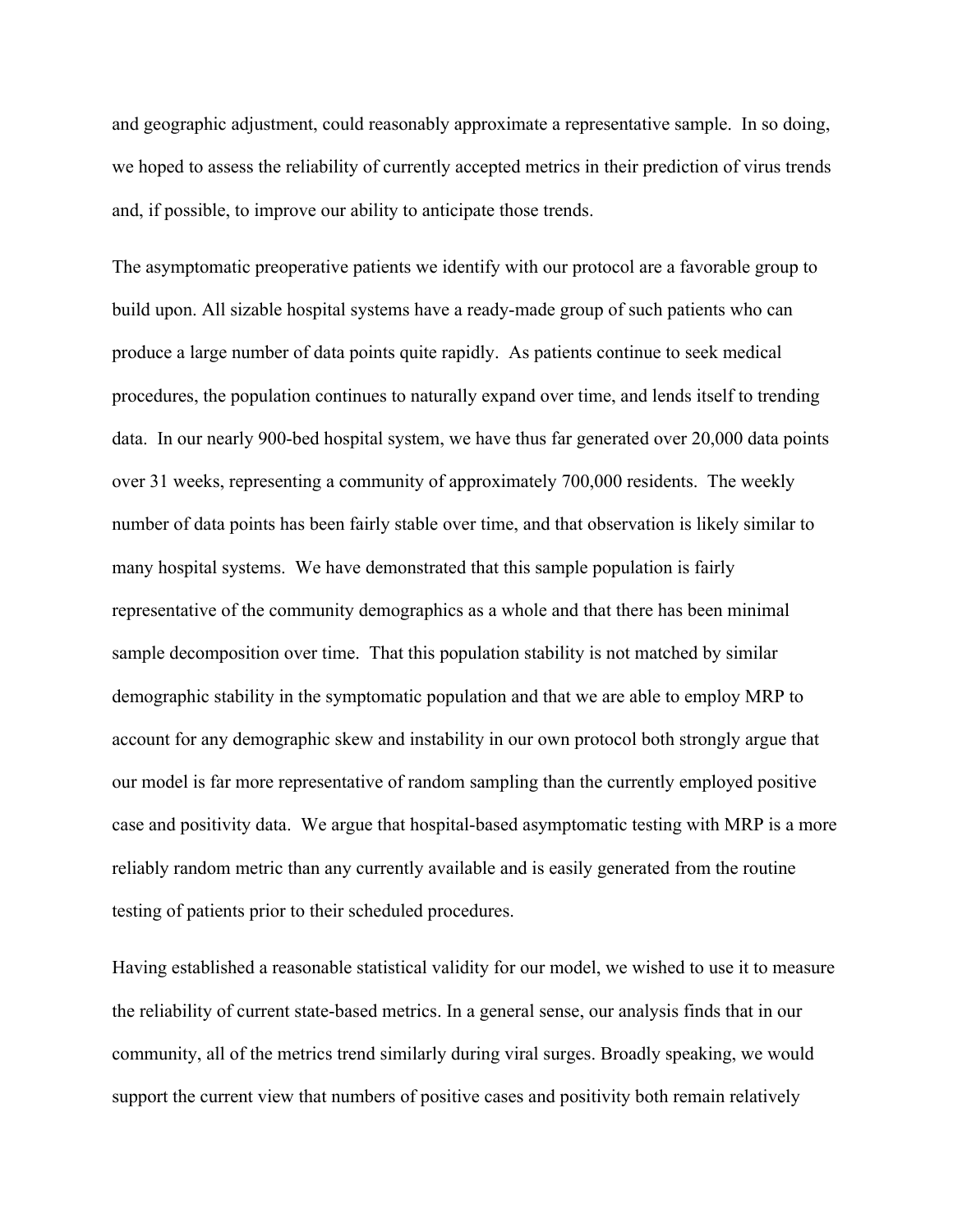and geographic adjustment, could reasonably approximate a representative sample. In so doing, we hoped to assess the reliability of currently accepted metrics in their prediction of virus trends and, if possible, to improve our ability to anticipate those trends.

The asymptomatic preoperative patients we identify with our protocol are a favorable group to build upon. All sizable hospital systems have a ready-made group of such patients who can produce a large number of data points quite rapidly. As patients continue to seek medical procedures, the population continues to naturally expand over time, and lends itself to trending data. In our nearly 900-bed hospital system, we have thus far generated over 20,000 data points over 31 weeks, representing a community of approximately 700,000 residents. The weekly number of data points has been fairly stable over time, and that observation is likely similar to many hospital systems. We have demonstrated that this sample population is fairly representative of the community demographics as a whole and that there has been minimal sample decomposition over time. That this population stability is not matched by similar demographic stability in the symptomatic population and that we are able to employ MRP to account for any demographic skew and instability in our own protocol both strongly argue that our model is far more representative of random sampling than the currently employed positive case and positivity data. We argue that hospital-based asymptomatic testing with MRP is a more reliably random metric than any currently available and is easily generated from the routine testing of patients prior to their scheduled procedures.

Having established a reasonable statistical validity for our model, we wished to use it to measure the reliability of current state-based metrics. In a general sense, our analysis finds that in our community, all of the metrics trend similarly during viral surges. Broadly speaking, we would support the current view that numbers of positive cases and positivity both remain relatively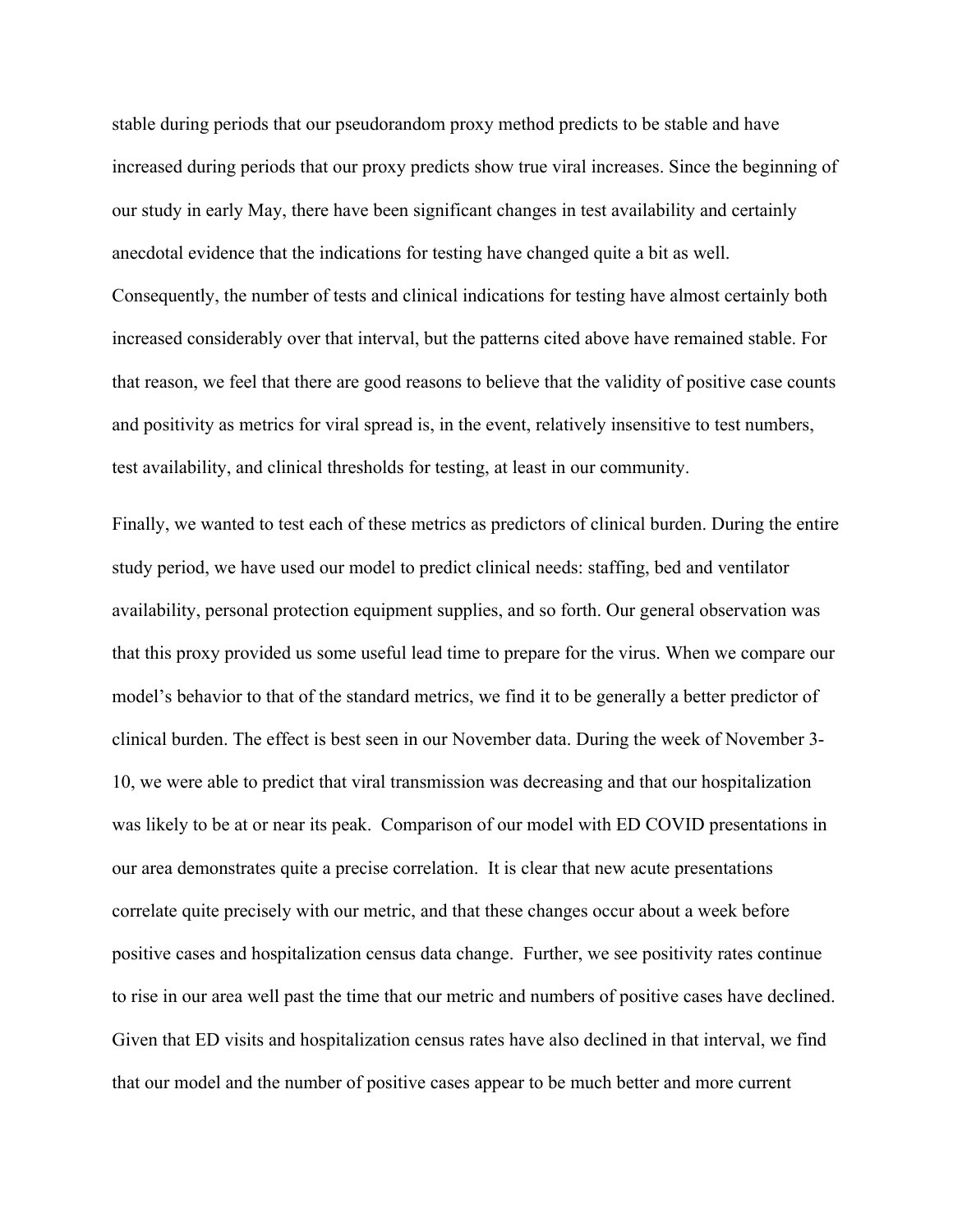stable during periods that our pseudorandom proxy method predicts to be stable and have increased during periods that our proxy predicts show true viral increases. Since the beginning of our study in early May, there have been significant changes in test availability and certainly anecdotal evidence that the indications for testing have changed quite a bit as well. Consequently, the number of tests and clinical indications for testing have almost certainly both increased considerably over that interval, but the patterns cited above have remained stable. For that reason, we feel that there are good reasons to believe that the validity of positive case counts and positivity as metrics for viral spread is, in the event, relatively insensitive to test numbers, test availability, and clinical thresholds for testing, at least in our community.

Finally, we wanted to test each of these metrics as predictors of clinical burden. During the entire study period, we have used our model to predict clinical needs: staffing, bed and ventilator availability, personal protection equipment supplies, and so forth. Our general observation was that this proxy provided us some useful lead time to prepare for the virus. When we compare our model's behavior to that of the standard metrics, we find it to be generally a better predictor of clinical burden. The effect is best seen in our November data. During the week of November 3-10, we were able to predict that viral transmission was decreasing and that our hospitalization was likely to be at or near its peak. Comparison of our model with ED COVID presentations in our area demonstrates quite a precise correlation. It is clear that new acute presentations correlate quite precisely with our metric, and that these changes occur about a week before positive cases and hospitalization census data change. Further, we see positivity rates continue to rise in our area well past the time that our metric and numbers of positive cases have declined. Given that ED visits and hospitalization census rates have also declined in that interval, we find that our model and the number of positive cases appear to be much better and more current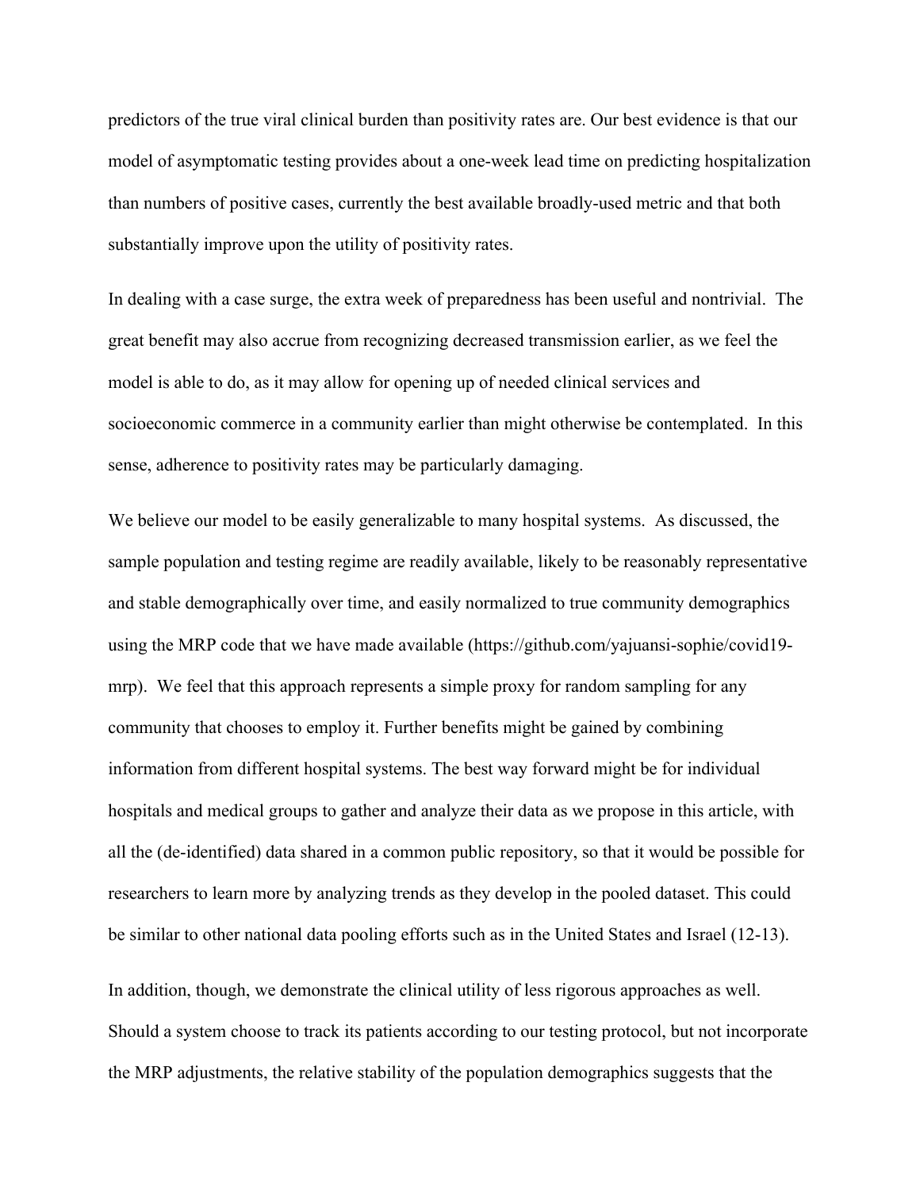predictors of the true viral clinical burden than positivity rates are. Our best evidence is that our model of asymptomatic testing provides about a one-week lead time on predicting hospitalization than numbers of positive cases, currently the best available broadly-used metric and that both substantially improve upon the utility of positivity rates.

In dealing with a case surge, the extra week of preparedness has been useful and nontrivial. The great benefit may also accrue from recognizing decreased transmission earlier, as we feel the model is able to do, as it may allow for opening up of needed clinical services and socioeconomic commerce in a community earlier than might otherwise be contemplated. In this sense, adherence to positivity rates may be particularly damaging.

We believe our model to be easily generalizable to many hospital systems. As discussed, the sample population and testing regime are readily available, likely to be reasonably representative and stable demographically over time, and easily normalized to true community demographics using the MRP code that we have made available (https://github.com/yajuansi-sophie/covid19-mrp). We feel that this approach represents a simple proxy for random sampling for any community that chooses to employ it. Further benefits might be gained by combining information from different hospital systems. The best way forward might be for individual hospitals and medical groups to gather and analyze their data as we propose in this article, with all the (de-identified) data shared in a common public repository, so that it would be possible for researchers to learn more by analyzing trends as they develop in the pooled dataset. This could be similar to other national data pooling efforts such as in the United States and Israel (12-13).

In addition, though, we demonstrate the clinical utility of less rigorous approaches as well. Should a system choose to track its patients according to our testing protocol, but not incorporate the MRP adjustments, the relative stability of the population demographics suggests that the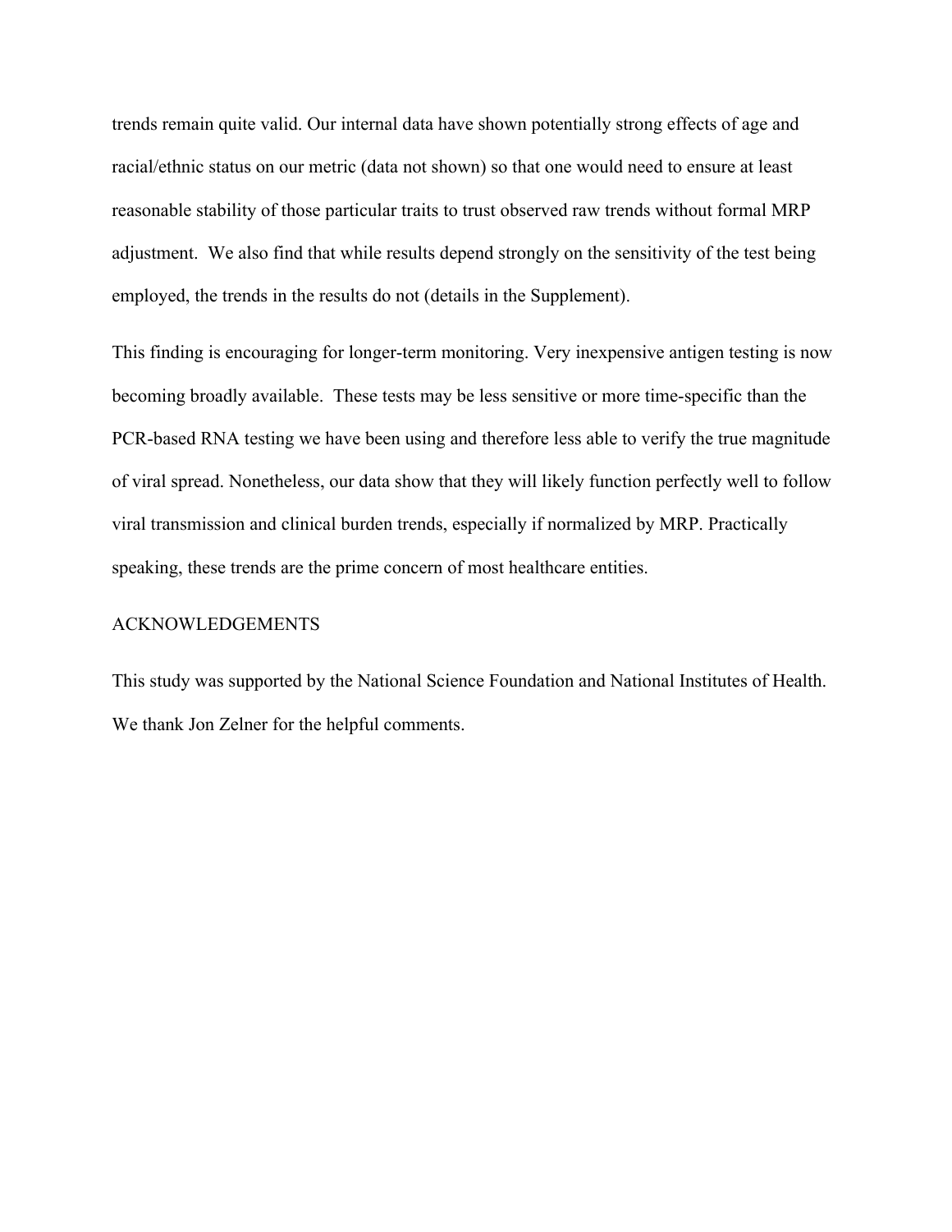trends remain quite valid. Our internal data have shown potentially strong effects of age and racial/ethnic status on our metric (data not shown) so that one would need to ensure at least reasonable stability of those particular traits to trust observed raw trends without formal MRP adjustment. We also find that while results depend strongly on the sensitivity of the test being employed, the trends in the results do not (details in the Supplement).

This finding is encouraging for longer-term monitoring. Very inexpensive antigen testing is now becoming broadly available. These tests may be less sensitive or more time-specific than the PCR-based RNA testing we have been using and therefore less able to verify the true magnitude of viral spread. Nonetheless, our data show that they will likely function perfectly well to follow viral transmission and clinical burden trends, especially if normalized by MRP. Practically speaking, these trends are the prime concern of most healthcare entities.

## ACKNOWLEDGEMENTS

This study was supported by the National Science Foundation and National Institutes of Health. We thank Jon Zelner for the helpful comments.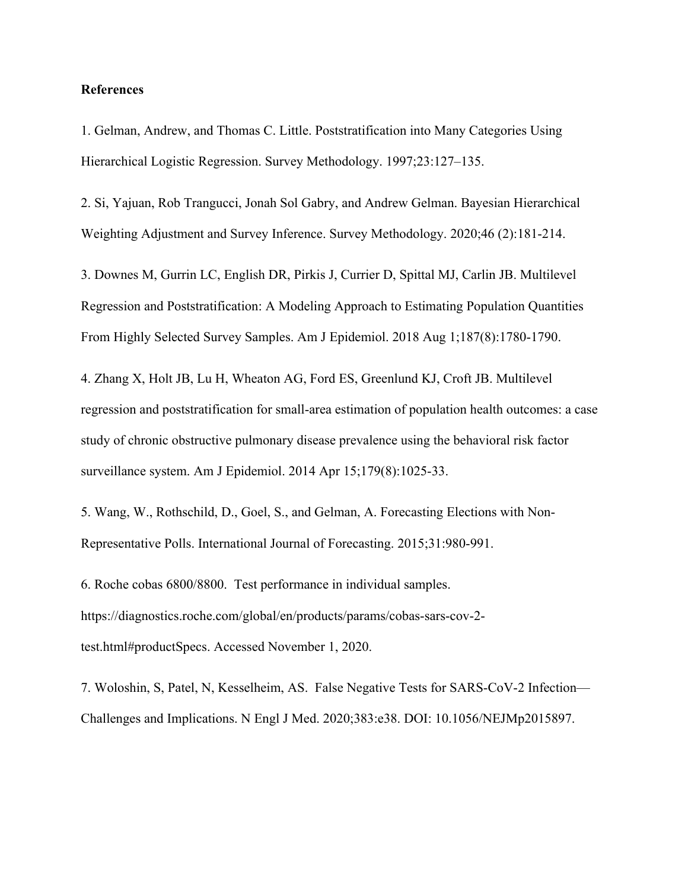**References**

1. Gelman, Andrew, and Thomas C. Little. Poststratification into Many Categories Using Hierarchical Logistic Regression. Survey Methodology. 1997;23:127–135.

2. Si, Yajuan, Rob Trangucci, Jonah Sol Gabry, and Andrew Gelman. Bayesian Hierarchical Weighting Adjustment and Survey Inference. Survey Methodology. 2020;46 (2):181-214.

3. Downes M, Gurrin LC, English DR, Pirkis J, Currier D, Spittal MJ, Carlin JB. Multilevel Regression and Poststratification: A Modeling Approach to Estimating Population Quantities From Highly Selected Survey Samples. Am J Epidemiol. 2018 Aug 1;187(8):1780-1790.

4. Zhang X, Holt JB, Lu H, Wheaton AG, Ford ES, Greenlund KJ, Croft JB. Multilevel regression and poststratification for small-area estimation of population health outcomes: a case study of chronic obstructive pulmonary disease prevalence using the behavioral risk factor surveillance system. Am J Epidemiol. 2014 Apr 15;179(8):1025-33.

5. Wang, W., Rothschild, D., Goel, S., and Gelman, A. Forecasting Elections with Non-Representative Polls. International Journal of Forecasting. 2015;31:980-991.

6. Roche cobas 6800/8800. Test performance in individual samples. https://diagnostics.roche.com/global/en/products/params/cobas-sars-cov-2-test.html#productSpecs. Accessed November 1, 2020.

7. Woloshin, S, Patel, N, Kesselheim, AS. False Negative Tests for SARS-CoV-2 Infection—Challenges and Implications. N Engl J Med. 2020;383:e38. DOI: 10.1056/NEJMp2015897.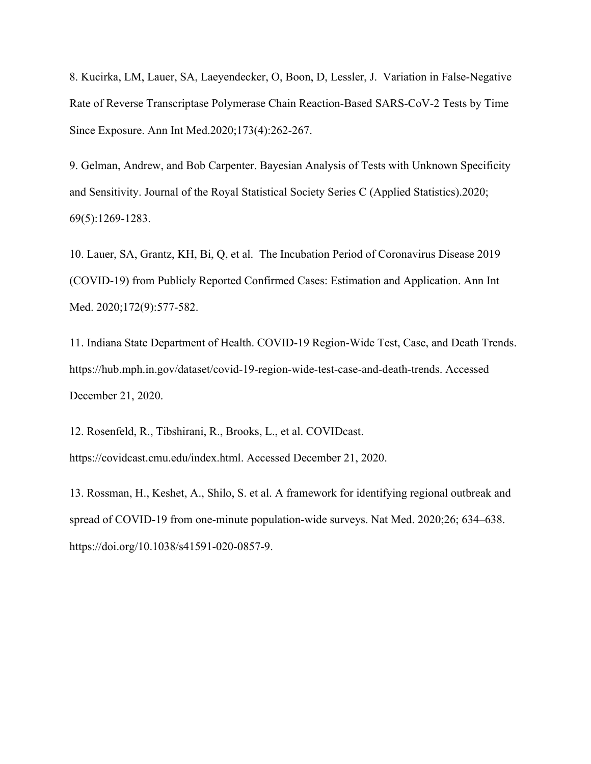8. Kucirka, LM, Lauer, SA, Laeyendecker, O, Boon, D, Lessler, J.  Variation in False-Negative Rate of Reverse Transcriptase Polymerase Chain Reaction-Based SARS-CoV-2 Tests by Time Since Exposure. Ann Int Med.2020;173(4):262-267.

9. Gelman, Andrew, and Bob Carpenter. Bayesian Analysis of Tests with Unknown Specificity and Sensitivity. Journal of the Royal Statistical Society Series C (Applied Statistics).2020; 69(5):1269-1283.

10. Lauer, SA, Grantz, KH, Bi, Q, et al.  The Incubation Period of Coronavirus Disease 2019 (COVID-19) from Publicly Reported Confirmed Cases: Estimation and Application. Ann Int Med. 2020;172(9):577-582.

11. Indiana State Department of Health. COVID-19 Region-Wide Test, Case, and Death Trends. https://hub.mph.in.gov/dataset/covid-19-region-wide-test-case-and-death-trends. Accessed December 21, 2020.

12. Rosenfeld, R., Tibshirani, R., Brooks, L., et al. COVIDcast. https://covidcast.cmu.edu/index.html. Accessed December 21, 2020.

13. Rossman, H., Keshet, A., Shilo, S. et al. A framework for identifying regional outbreak and spread of COVID-19 from one-minute population-wide surveys. Nat Med. 2020;26; 634–638. https://doi.org/10.1038/s41591-020-0857-9.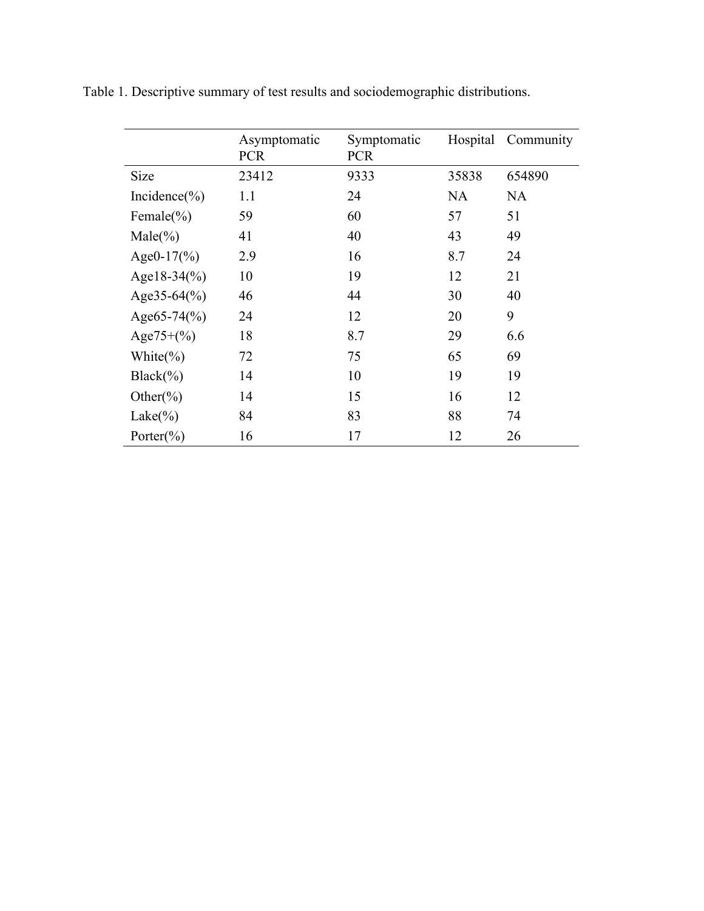Table 1. Descriptive summary of test results and sociodemographic distributions.

| | Asymptomatic PCR | Symptomatic PCR | Hospital | Community |
|---|---|---|---|---|
| Size | 23412 | 9333 | 35838 | 654890 |
| Incidence(%) | 1.1 | 24 | NA | NA |
| Female(%) | 59 | 60 | 57 | 51 |
| Male(%) | 41 | 40 | 43 | 49 |
| Age0-17(%) | 2.9 | 16 | 8.7 | 24 |
| Age18-34(%) | 10 | 19 | 12 | 21 |
| Age35-64(%) | 46 | 44 | 30 | 40 |
| Age65-74(%) | 24 | 12 | 20 | 9 |
| Age75+(%) | 18 | 8.7 | 29 | 6.6 |
| White(%) | 72 | 75 | 65 | 69 |
| Black(%) | 14 | 10 | 19 | 19 |
| Other(%) | 14 | 15 | 16 | 12 |
| Lake(%) | 84 | 83 | 88 | 74 |
| Porter(%) | 16 | 17 | 12 | 26 |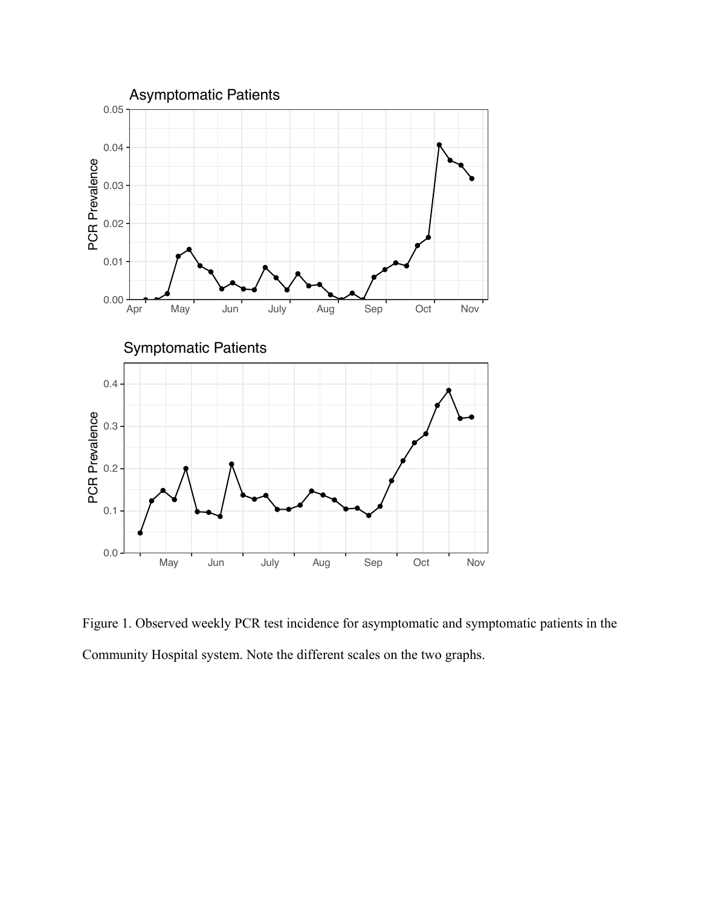Figure 1. Observed weekly PCR test incidence for asymptomatic and symptomatic patients in the Community Hospital system. Note the different scales on the two graphs.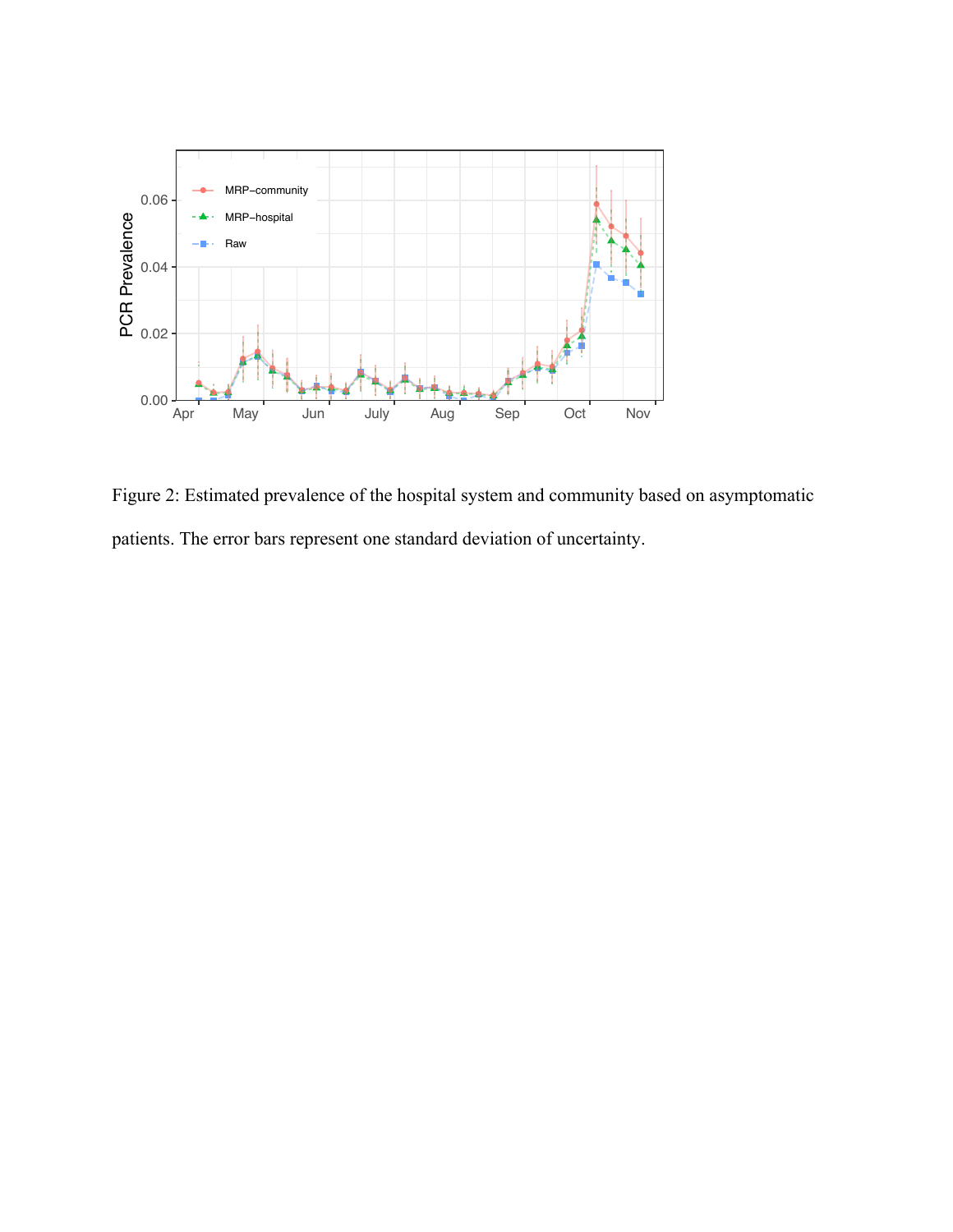Figure 2: Estimated prevalence of the hospital system and community based on asymptomatic patients. The error bars represent one standard deviation of uncertainty.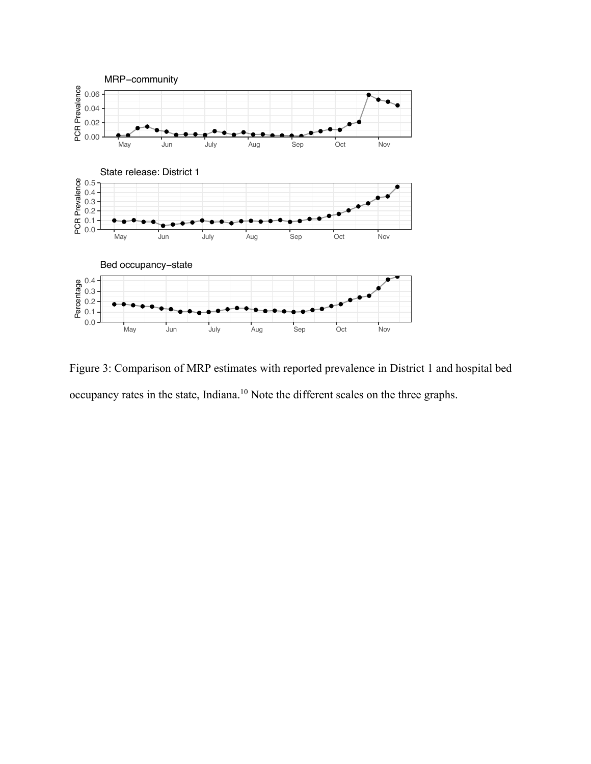Figure 3: Comparison of MRP estimates with reported prevalence in District 1 and hospital bed occupancy rates in the state, Indiana.[10] Note the different scales on the three graphs.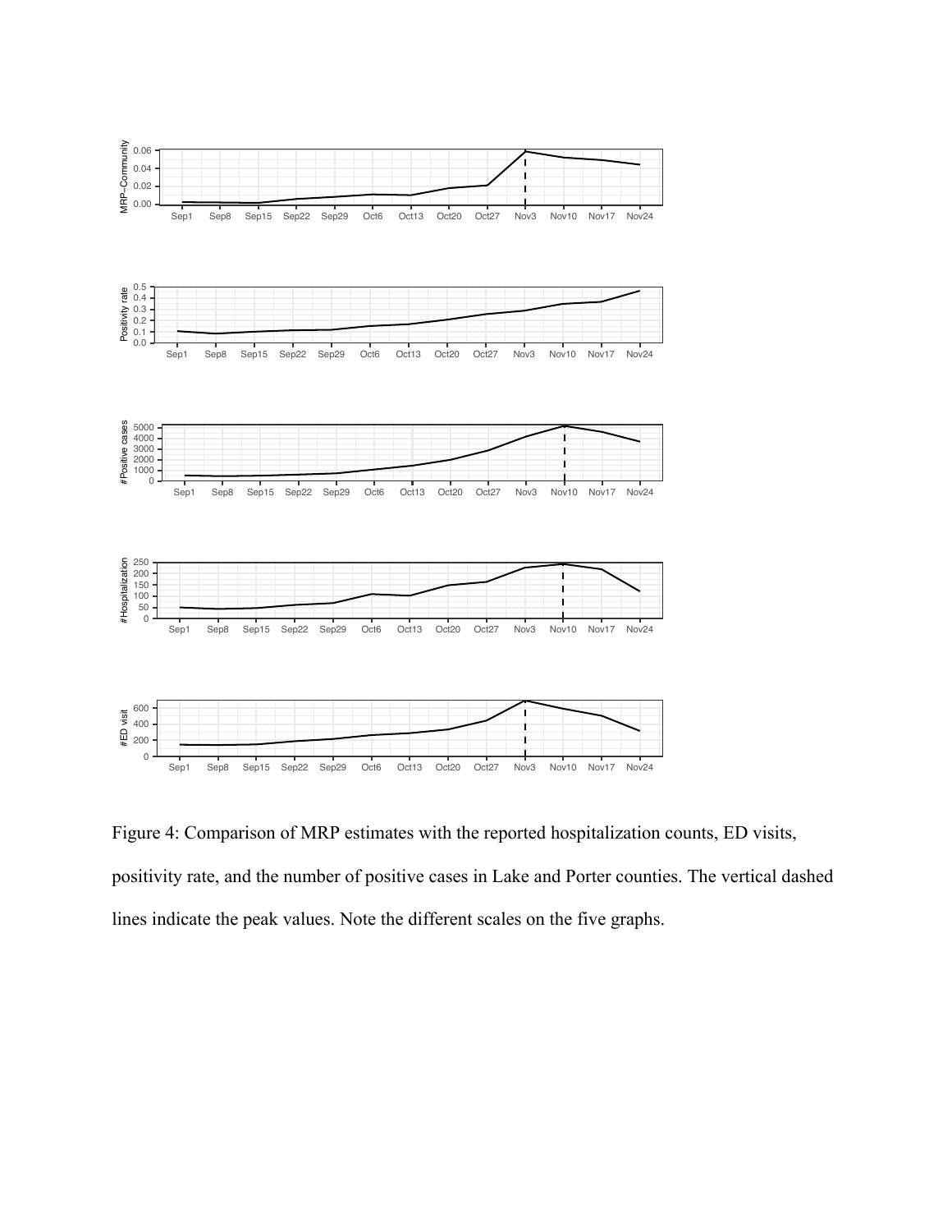Figure 4: Comparison of MRP estimates with the reported hospitalization counts, ED visits, positivity rate, and the number of positive cases in Lake and Porter counties. The vertical dashed lines indicate the peak values. Note the different scales on the five graphs.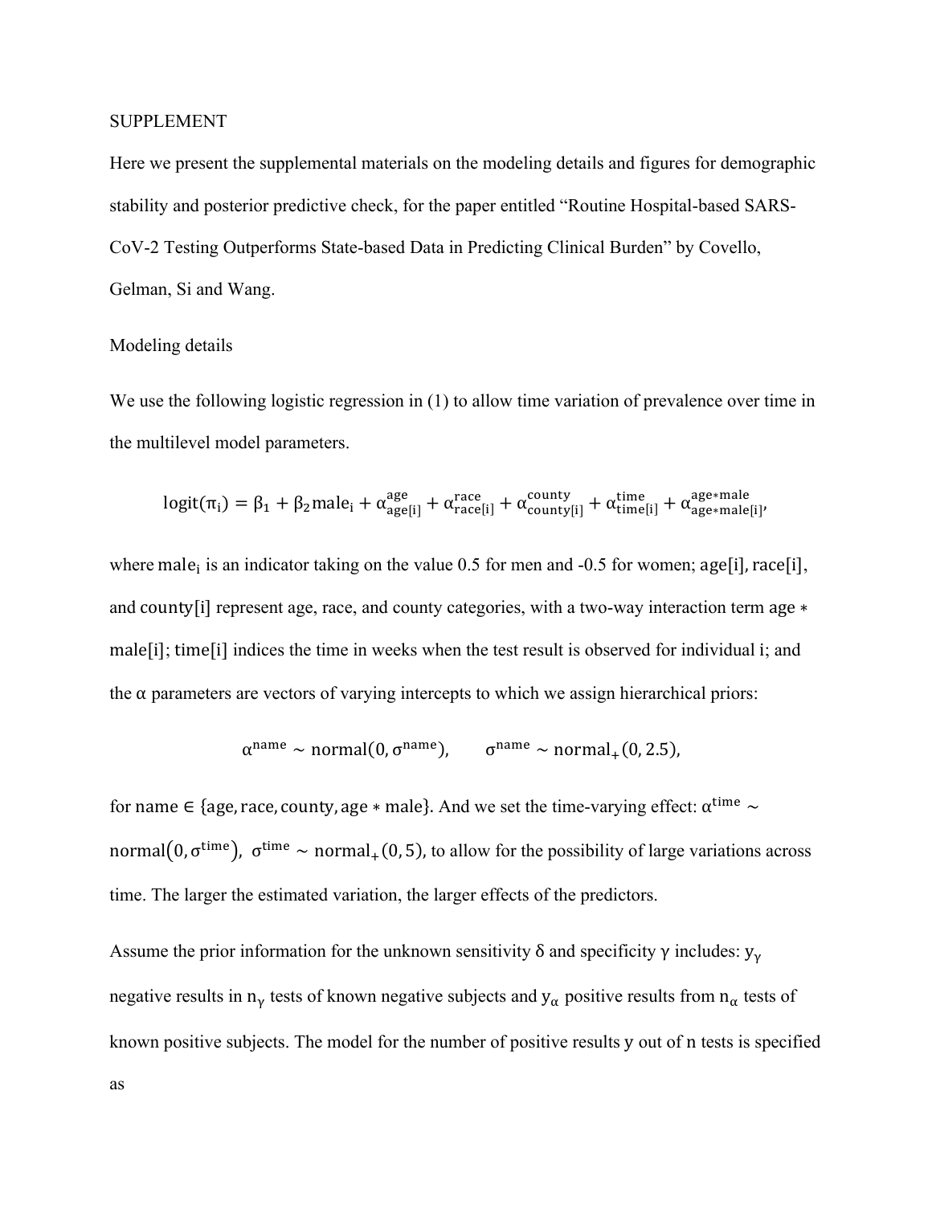SUPPLEMENT

Here we present the supplemental materials on the modeling details and figures for demographic stability and posterior predictive check, for the paper entitled "Routine Hospital-based SARS-CoV-2 Testing Outperforms State-based Data in Predicting Clinical Burden" by Covello, Gelman, Si and Wang.

## Modeling details

We use the following logistic regression in (1) to allow time variation of prevalence over time in the multilevel model parameters.

$$\text{logit}(\pi_i) = \beta_1 + \beta_2 \text{male}_i + \alpha^{\text{age}}_{\text{age}[i]} + \alpha^{\text{race}}_{\text{race}[i]} + \alpha^{\text{county}}_{\text{county}[i]} + \alpha^{\text{time}}_{\text{time}[i]} + \alpha^{\text{age*male}}_{\text{age*male}[i]},$$

where $\text{male}_i$ is an indicator taking on the value 0.5 for men and -0.5 for women; $\text{age}[i]$, $\text{race}[i]$, and $\text{county}[i]$ represent age, race, and county categories, with a two-way interaction term $\text{age} * \text{male}[i]$; $\text{time}[i]$ indices the time in weeks when the test result is observed for individual i; and the $\alpha$ parameters are vectors of varying intercepts to which we assign hierarchical priors:

$$\alpha^{\text{name}} \sim \text{normal}(0, \sigma^{\text{name}}), \qquad \sigma^{\text{name}} \sim \text{normal}_{+}(0, 2.5),$$

for name $\in$ {age, race, county, age $*$ male}. And we set the time-varying effect: $\alpha^{\text{time}} \sim \text{normal}(0, \sigma^{\text{time}})$, $\sigma^{\text{time}} \sim \text{normal}_{+}(0, 5)$, to allow for the possibility of large variations across time. The larger the estimated variation, the larger effects of the predictors.

Assume the prior information for the unknown sensitivity $\delta$ and specificity $\gamma$ includes: $y_\gamma$ negative results in $n_\gamma$ tests of known negative subjects and $y_\alpha$ positive results from $n_\alpha$ tests of known positive subjects. The model for the number of positive results $y$ out of $n$ tests is specified as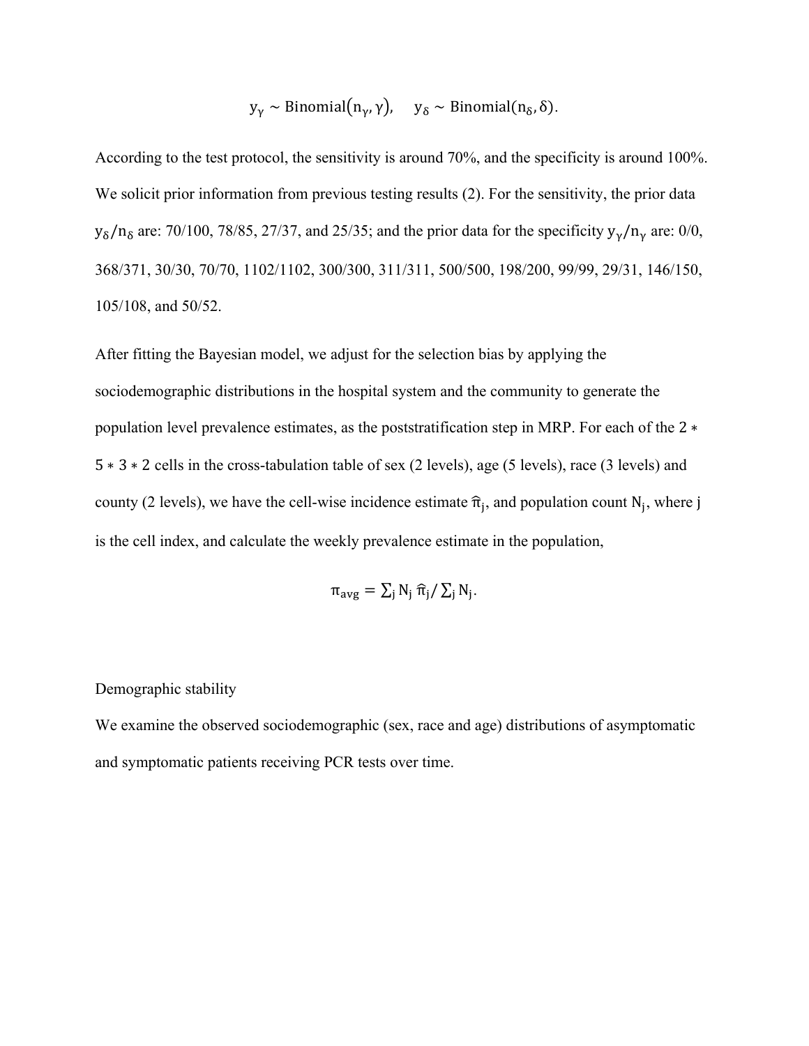$$y_\gamma \sim \text{Binomial}(n_\gamma, \gamma), \quad y_\delta \sim \text{Binomial}(n_\delta, \delta).$$

According to the test protocol, the sensitivity is around 70%, and the specificity is around 100%. We solicit prior information from previous testing results (2). For the sensitivity, the prior data $y_\delta/n_\delta$ are: 70/100, 78/85, 27/37, and 25/35; and the prior data for the specificity $y_\gamma/n_\gamma$ are: 0/0, 368/371, 30/30, 70/70, 1102/1102, 300/300, 311/311, 500/500, 198/200, 99/99, 29/31, 146/150, 105/108, and 50/52.

After fitting the Bayesian model, we adjust for the selection bias by applying the sociodemographic distributions in the hospital system and the community to generate the population level prevalence estimates, as the poststratification step in MRP. For each of the $2 * 5 * 3 * 2$ cells in the cross-tabulation table of sex (2 levels), age (5 levels), race (3 levels) and county (2 levels), we have the cell-wise incidence estimate $\hat{\pi}_j$, and population count $N_j$, where j is the cell index, and calculate the weekly prevalence estimate in the population,

$$\pi_{avg} = \sum_j N_j \hat{\pi}_j / \sum_j N_j.$$

Demographic stability

We examine the observed sociodemographic (sex, race and age) distributions of asymptomatic and symptomatic patients receiving PCR tests over time.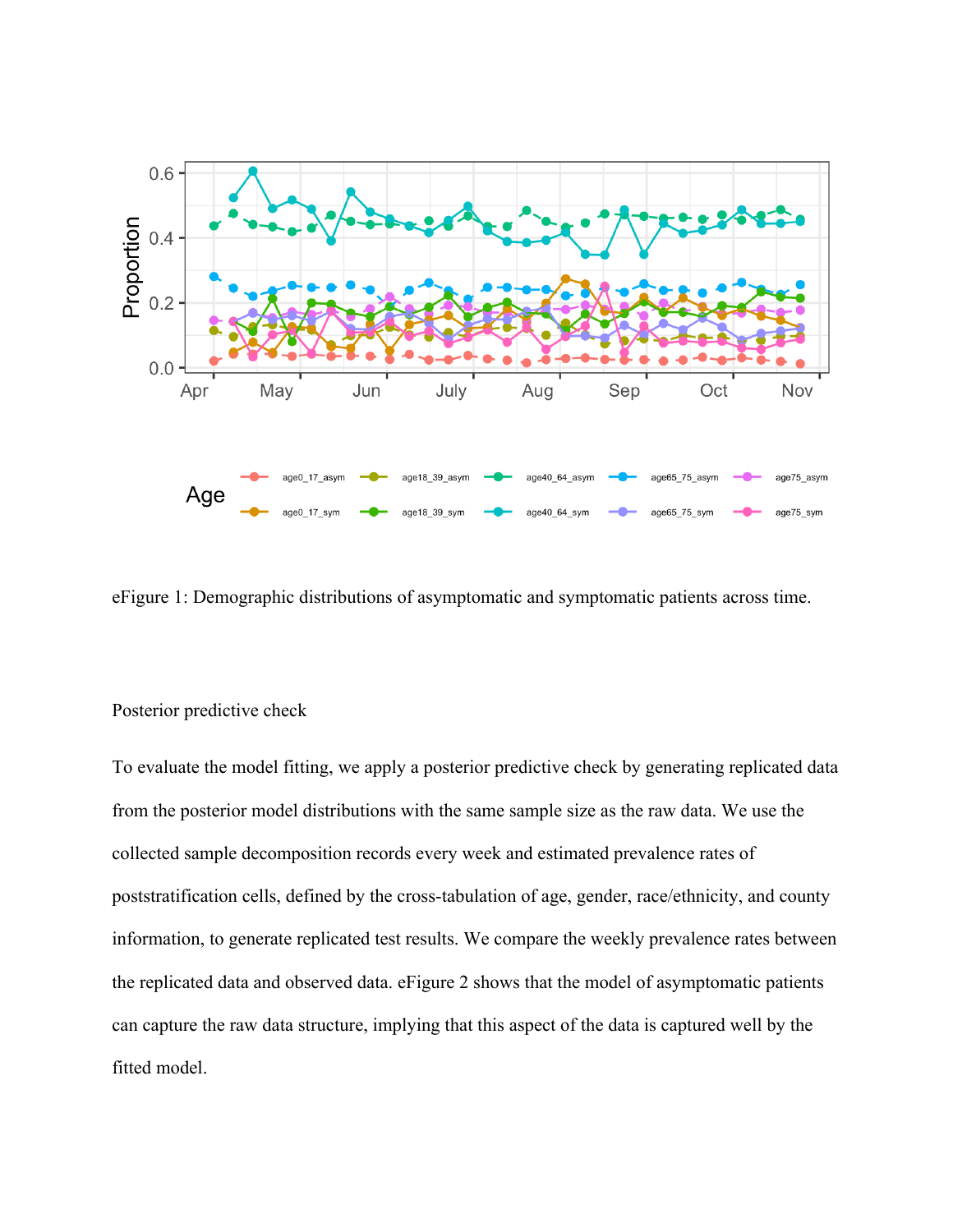eFigure 1: Demographic distributions of asymptomatic and symptomatic patients across time.

Posterior predictive check

To evaluate the model fitting, we apply a posterior predictive check by generating replicated data from the posterior model distributions with the same sample size as the raw data. We use the collected sample decomposition records every week and estimated prevalence rates of poststratification cells, defined by the cross-tabulation of age, gender, race/ethnicity, and county information, to generate replicated test results. We compare the weekly prevalence rates between the replicated data and observed data. eFigure 2 shows that the model of asymptomatic patients can capture the raw data structure, implying that this aspect of the data is captured well by the fitted model.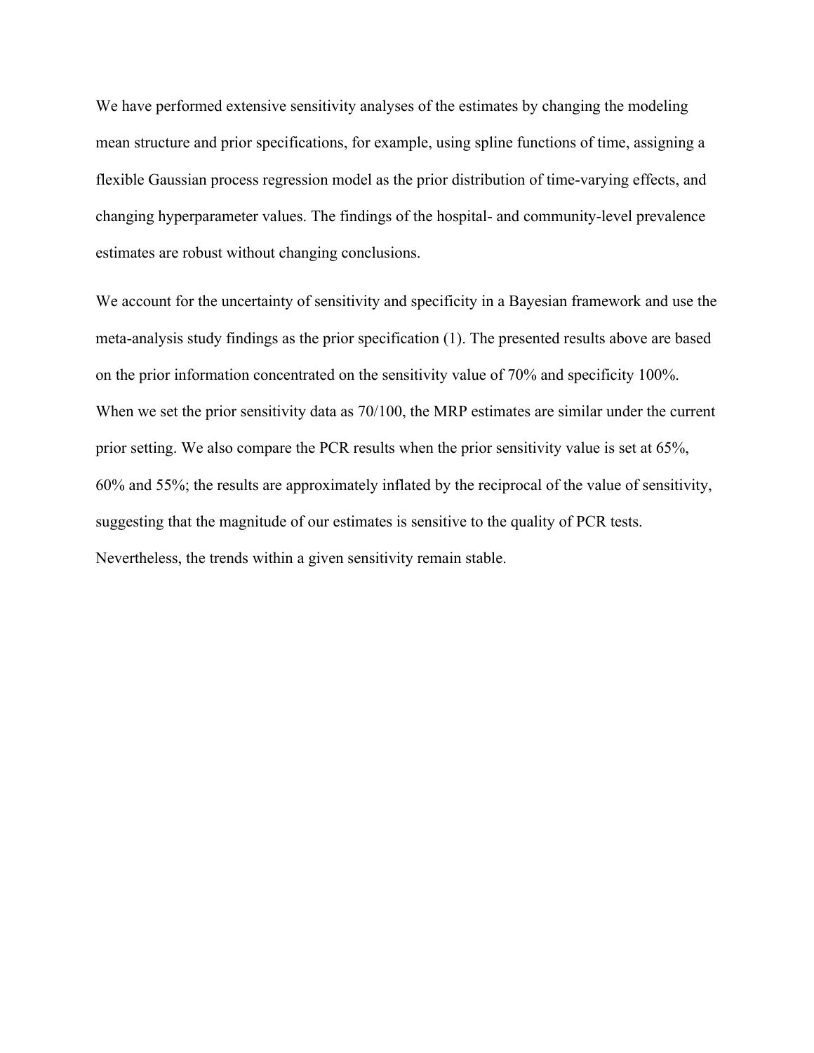We have performed extensive sensitivity analyses of the estimates by changing the modeling mean structure and prior specifications, for example, using spline functions of time, assigning a flexible Gaussian process regression model as the prior distribution of time-varying effects, and changing hyperparameter values. The findings of the hospital- and community-level prevalence estimates are robust without changing conclusions.

We account for the uncertainty of sensitivity and specificity in a Bayesian framework and use the meta-analysis study findings as the prior specification (1). The presented results above are based on the prior information concentrated on the sensitivity value of 70% and specificity 100%. When we set the prior sensitivity data as 70/100, the MRP estimates are similar under the current prior setting. We also compare the PCR results when the prior sensitivity value is set at 65%, 60% and 55%; the results are approximately inflated by the reciprocal of the value of sensitivity, suggesting that the magnitude of our estimates is sensitive to the quality of PCR tests. Nevertheless, the trends within a given sensitivity remain stable.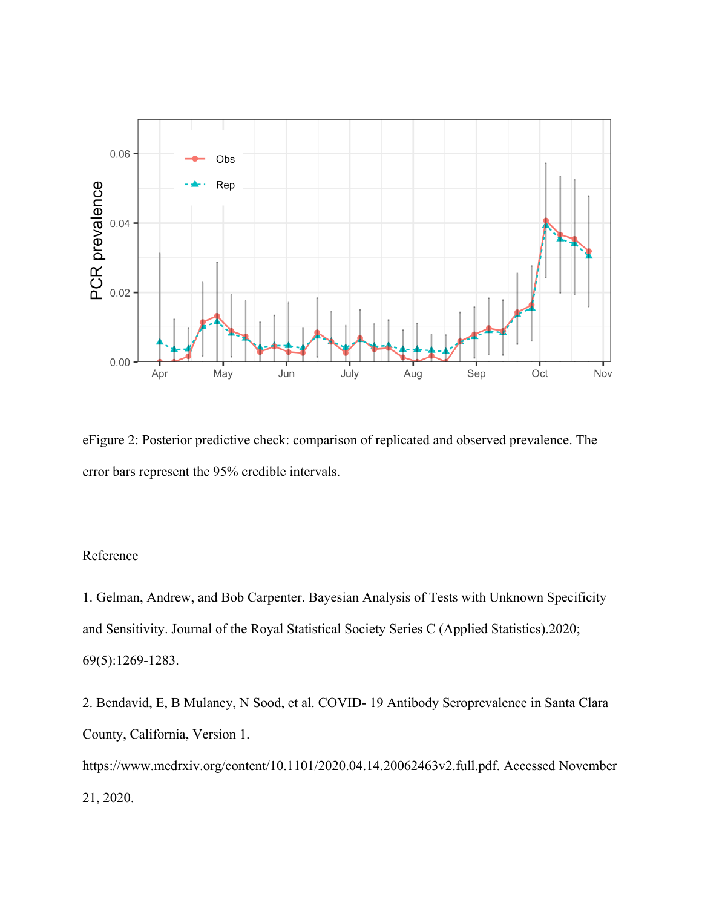0.06

0.04

0.02

0.00

PCR prevalence

Obs

Rep

Apr May Jun July Aug Sep Oct Nov

eFigure 2: Posterior predictive check: comparison of replicated and observed prevalence. The error bars represent the 95% credible intervals.

Reference

1. Gelman, Andrew, and Bob Carpenter. Bayesian Analysis of Tests with Unknown Specificity and Sensitivity. Journal of the Royal Statistical Society Series C (Applied Statistics).2020; 69(5):1269-1283.

2. Bendavid, E, B Mulaney, N Sood, et al. COVID- 19 Antibody Seroprevalence in Santa Clara County, California, Version 1. https://www.medrxiv.org/content/10.1101/2020.04.14.20062463v2.full.pdf. Accessed November 21, 2020.